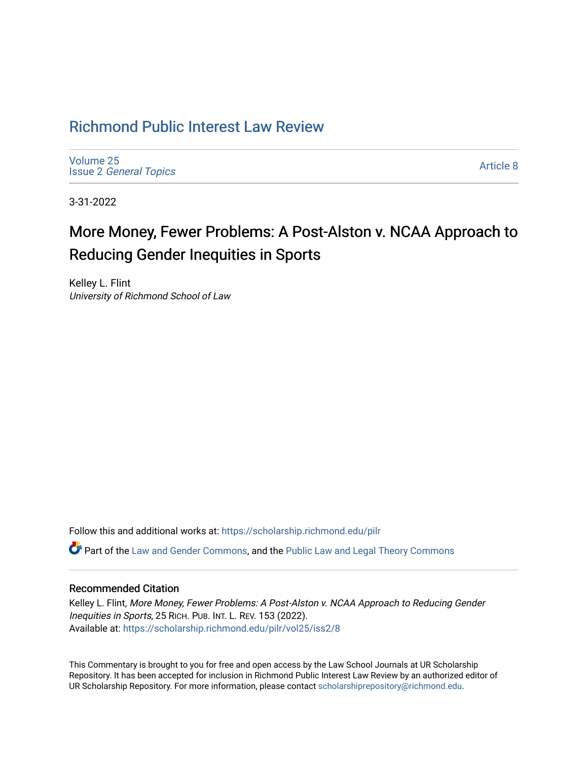# Richmond Public Interest Law Review

Volume 25
Issue 2 *General Topics*

Article 8

3-31-2022

## More Money, Fewer Problems: A Post-Alston v. NCAA Approach to Reducing Gender Inequities in Sports

Kelley L. Flint
*University of Richmond School of Law*

Follow this and additional works at: https://scholarship.richmond.edu/pilr

Part of the Law and Gender Commons, and the Public Law and Legal Theory Commons

### Recommended Citation

Kelley L. Flint, *More Money, Fewer Problems: A Post-Alston v. NCAA Approach to Reducing Gender Inequities in Sports*, 25 RICH. PUB. INT. L. REV. 153 (2022).
Available at: https://scholarship.richmond.edu/pilr/vol25/iss2/8

This Commentary is brought to you for free and open access by the Law School Journals at UR Scholarship Repository. It has been accepted for inclusion in Richmond Public Interest Law Review by an authorized editor of UR Scholarship Repository. For more information, please contact scholarshiprepository@richmond.edu.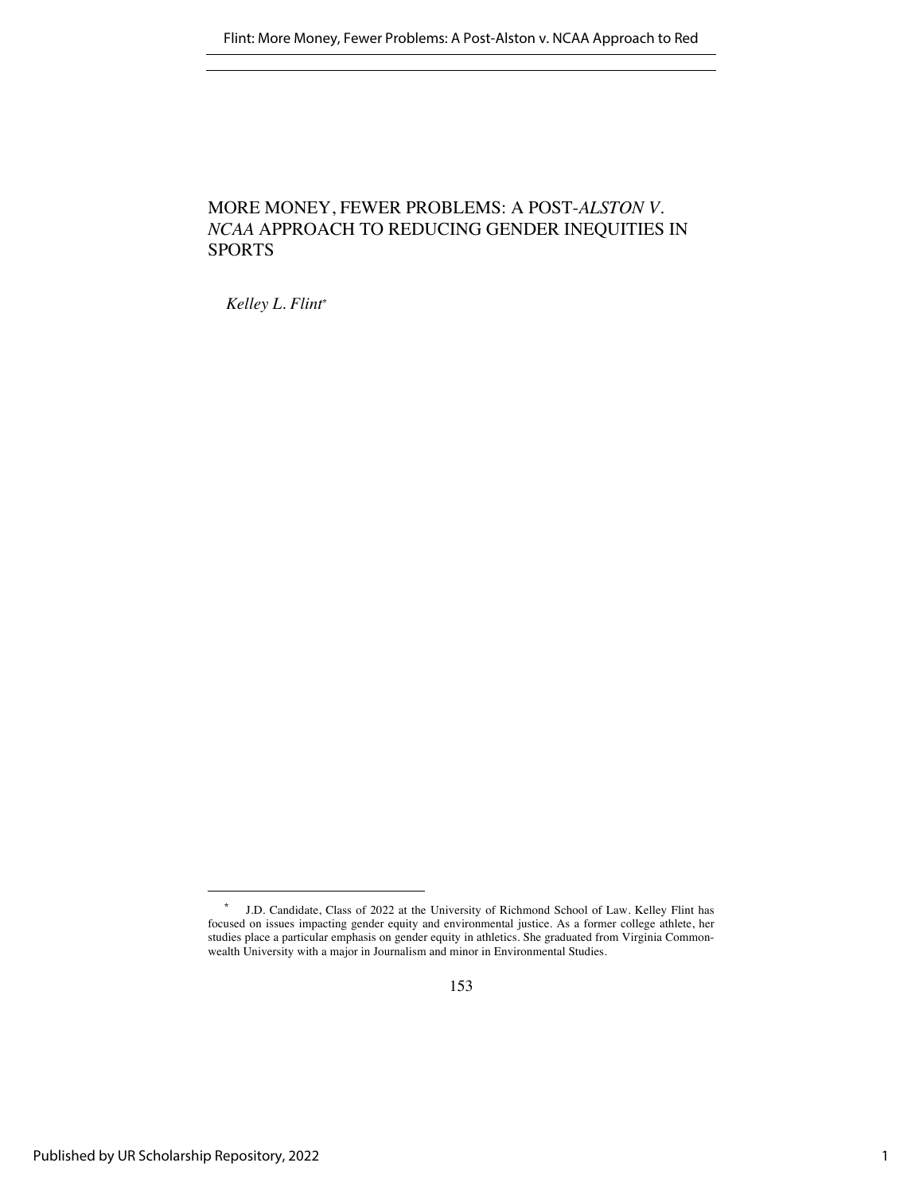# MORE MONEY, FEWER PROBLEMS: A POST-*ALSTON V. NCAA* APPROACH TO REDUCING GENDER INEQUITIES IN SPORTS

*Kelley L. Flint**

\* J.D. Candidate, Class of 2022 at the University of Richmond School of Law. Kelley Flint has focused on issues impacting gender equity and environmental justice. As a former college athlete, her studies place a particular emphasis on gender equity in athletics. She graduated from Virginia Commonwealth University with a major in Journalism and minor in Environmental Studies.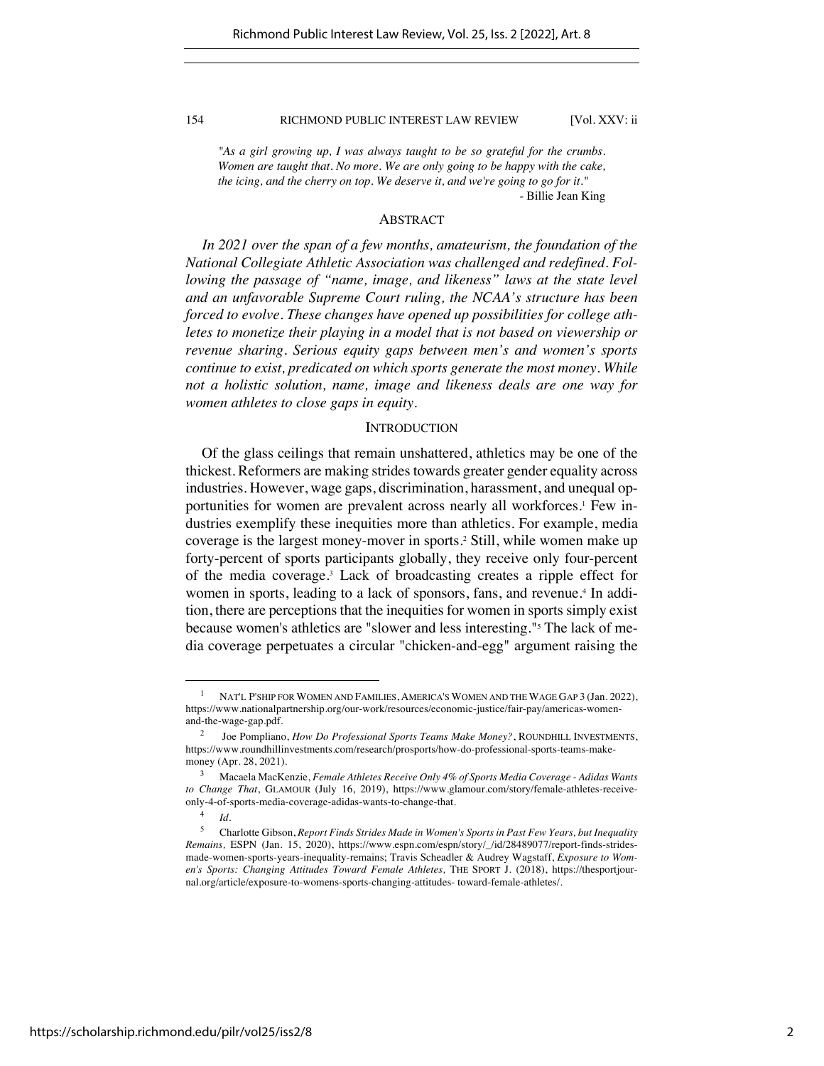*"As a girl growing up, I was always taught to be so grateful for the crumbs. Women are taught that. No more. We are only going to be happy with the cake, the icing, and the cherry on top. We deserve it, and we're going to go for it."*

- Billie Jean King

## ABSTRACT

*In 2021 over the span of a few months, amateurism, the foundation of the National Collegiate Athletic Association was challenged and redefined. Following the passage of "name, image, and likeness" laws at the state level and an unfavorable Supreme Court ruling, the NCAA's structure has been forced to evolve. These changes have opened up possibilities for college athletes to monetize their playing in a model that is not based on viewership or revenue sharing. Serious equity gaps between men's and women's sports continue to exist, predicated on which sports generate the most money. While not a holistic solution, name, image and likeness deals are one way for women athletes to close gaps in equity.*

## INTRODUCTION

Of the glass ceilings that remain unshattered, athletics may be one of the thickest. Reformers are making strides towards greater gender equality across industries. However, wage gaps, discrimination, harassment, and unequal opportunities for women are prevalent across nearly all workforces.[1] Few industries exemplify these inequities more than athletics. For example, media coverage is the largest money-mover in sports.[2] Still, while women make up forty-percent of sports participants globally, they receive only four-percent of the media coverage.[3] Lack of broadcasting creates a ripple effect for women in sports, leading to a lack of sponsors, fans, and revenue.[4] In addition, there are perceptions that the inequities for women in sports simply exist because women's athletics are "slower and less interesting."[5] The lack of media coverage perpetuates a circular "chicken-and-egg" argument raising the

---

[1] NAT'L P'SHIP FOR WOMEN AND FAMILIES, AMERICA'S WOMEN AND THE WAGE GAP 3 (Jan. 2022), https://www.nationalpartnership.org/our-work/resources/economic-justice/fair-pay/americas-women-and-the-wage-gap.pdf.

[2] Joe Pompliano, *How Do Professional Sports Teams Make Money?*, ROUNDHILL INVESTMENTS, https://www.roundhillinvestments.com/research/prosports/how-do-professional-sports-teams-make-money (Apr. 28, 2021).

[3] Macaela MacKenzie, *Female Athletes Receive Only 4% of Sports Media Coverage - Adidas Wants to Change That*, GLAMOUR (July 16, 2019), https://www.glamour.com/story/female-athletes-receive-only-4-of-sports-media-coverage-adidas-wants-to-change-that.

[4] *Id.*

[5] Charlotte Gibson, *Report Finds Strides Made in Women's Sports in Past Few Years, but Inequality Remains*, ESPN (Jan. 15, 2020), https://www.espn.com/espn/story/_/id/28489077/report-finds-strides-made-women-sports-years-inequality-remains; Travis Scheadler & Audrey Wagstaff, *Exposure to Women's Sports: Changing Attitudes Toward Female Athletes*, THE SPORT J. (2018), https://thesportjournal.org/article/exposure-to-womens-sports-changing-attitudes- toward-female-athletes/.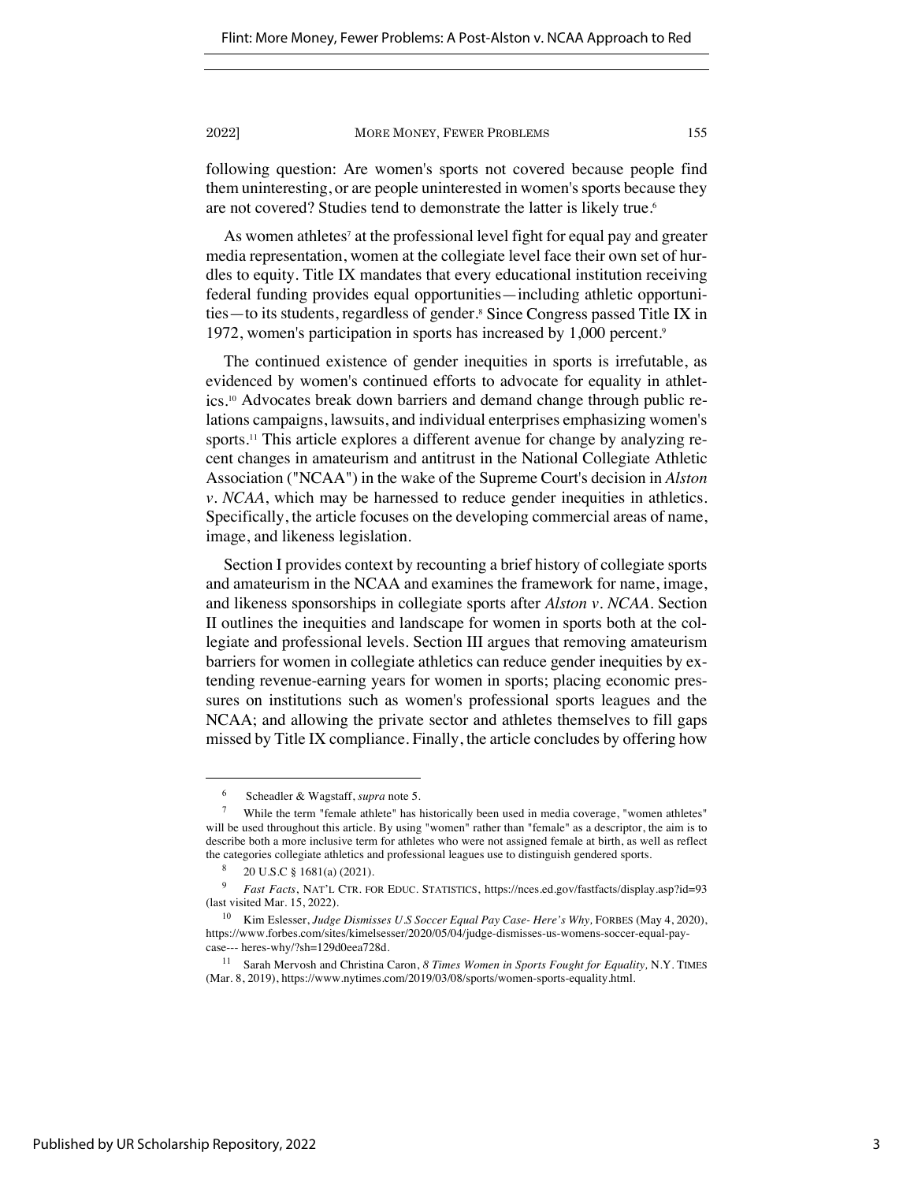following question: Are women's sports not covered because people find them uninteresting, or are people uninterested in women's sports because they are not covered? Studies tend to demonstrate the latter is likely true.[6]

As women athletes[7] at the professional level fight for equal pay and greater media representation, women at the collegiate level face their own set of hurdles to equity. Title IX mandates that every educational institution receiving federal funding provides equal opportunities—including athletic opportunities—to its students, regardless of gender.[8] Since Congress passed Title IX in 1972, women's participation in sports has increased by 1,000 percent.[9]

The continued existence of gender inequities in sports is irrefutable, as evidenced by women's continued efforts to advocate for equality in athletics.[10] Advocates break down barriers and demand change through public relations campaigns, lawsuits, and individual enterprises emphasizing women's sports.[11] This article explores a different avenue for change by analyzing recent changes in amateurism and antitrust in the National Collegiate Athletic Association ("NCAA") in the wake of the Supreme Court's decision in *Alston v. NCAA*, which may be harnessed to reduce gender inequities in athletics. Specifically, the article focuses on the developing commercial areas of name, image, and likeness legislation.

Section I provides context by recounting a brief history of collegiate sports and amateurism in the NCAA and examines the framework for name, image, and likeness sponsorships in collegiate sports after *Alston v. NCAA*. Section II outlines the inequities and landscape for women in sports both at the collegiate and professional levels. Section III argues that removing amateurism barriers for women in collegiate athletics can reduce gender inequities by extending revenue-earning years for women in sports; placing economic pressures on institutions such as women's professional sports leagues and the NCAA; and allowing the private sector and athletes themselves to fill gaps missed by Title IX compliance. Finally, the article concludes by offering how

---

[6] Scheadler & Wagstaff, *supra* note 5.

[7] While the term "female athlete" has historically been used in media coverage, "women athletes" will be used throughout this article. By using "women" rather than "female" as a descriptor, the aim is to describe both a more inclusive term for athletes who were not assigned female at birth, as well as reflect the categories collegiate athletics and professional leagues use to distinguish gendered sports.

[8] 20 U.S.C § 1681(a) (2021).

[9] *Fast Facts*, NAT'L CTR. FOR EDUC. STATISTICS, https://nces.ed.gov/fastfacts/display.asp?id=93 (last visited Mar. 15, 2022).

[10] Kim Eslesser, *Judge Dismisses U.S Soccer Equal Pay Case- Here's Why,* FORBES (May 4, 2020), https://www.forbes.com/sites/kimelsesser/2020/05/04/judge-dismisses-us-womens-soccer-equal-pay-case--- heres-why/?sh=129d0eea728d.

[11] Sarah Mervosh and Christina Caron, *8 Times Women in Sports Fought for Equality,* N.Y. TIMES (Mar. 8, 2019), https://www.nytimes.com/2019/03/08/sports/women-sports-equality.html.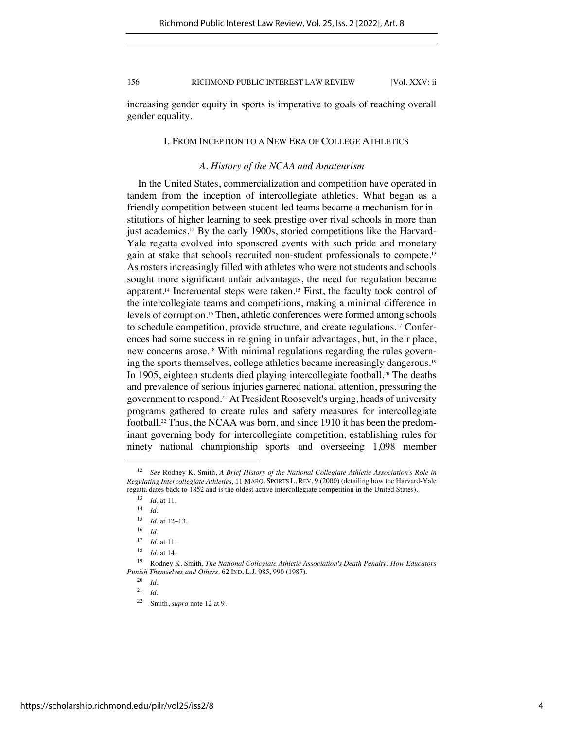increasing gender equity in sports is imperative to goals of reaching overall gender equality.

## I. From Inception to a New Era of College Athletics

### *A. History of the NCAA and Amateurism*

In the United States, commercialization and competition have operated in tandem from the inception of intercollegiate athletics. What began as a friendly competition between student-led teams became a mechanism for institutions of higher learning to seek prestige over rival schools in more than just academics.[12] By the early 1900s, storied competitions like the Harvard-Yale regatta evolved into sponsored events with such pride and monetary gain at stake that schools recruited non-student professionals to compete.[13] As rosters increasingly filled with athletes who were not students and schools sought more significant unfair advantages, the need for regulation became apparent.[14] Incremental steps were taken.[15] First, the faculty took control of the intercollegiate teams and competitions, making a minimal difference in levels of corruption.[16] Then, athletic conferences were formed among schools to schedule competition, provide structure, and create regulations.[17] Conferences had some success in reigning in unfair advantages, but, in their place, new concerns arose.[18] With minimal regulations regarding the rules governing the sports themselves, college athletics became increasingly dangerous.[19] In 1905, eighteen students died playing intercollegiate football.[20] The deaths and prevalence of serious injuries garnered national attention, pressuring the government to respond.[21] At President Roosevelt's urging, heads of university programs gathered to create rules and safety measures for intercollegiate football.[22] Thus, the NCAA was born, and since 1910 it has been the predominant governing body for intercollegiate competition, establishing rules for ninety national championship sports and overseeing 1,098 member

---

[12] *See* Rodney K. Smith, *A Brief History of the National Collegiate Athletic Association's Role in Regulating Intercollegiate Athletics,* 11 MARQ. SPORTS L. REV. 9 (2000) (detailing how the Harvard-Yale regatta dates back to 1852 and is the oldest active intercollegiate competition in the United States).

[13] *Id.* at 11.

[14] *Id.*

[15] *Id.* at 12–13.

[16] *Id.*

[17] *Id.* at 11.

[18] *Id.* at 14.

[19] Rodney K. Smith, *The National Collegiate Athletic Association's Death Penalty: How Educators Punish Themselves and Others,* 62 IND. L.J. 985, 990 (1987).

[20] *Id.*

[21] *Id.*

[22] Smith, *supra* note 12 at 9.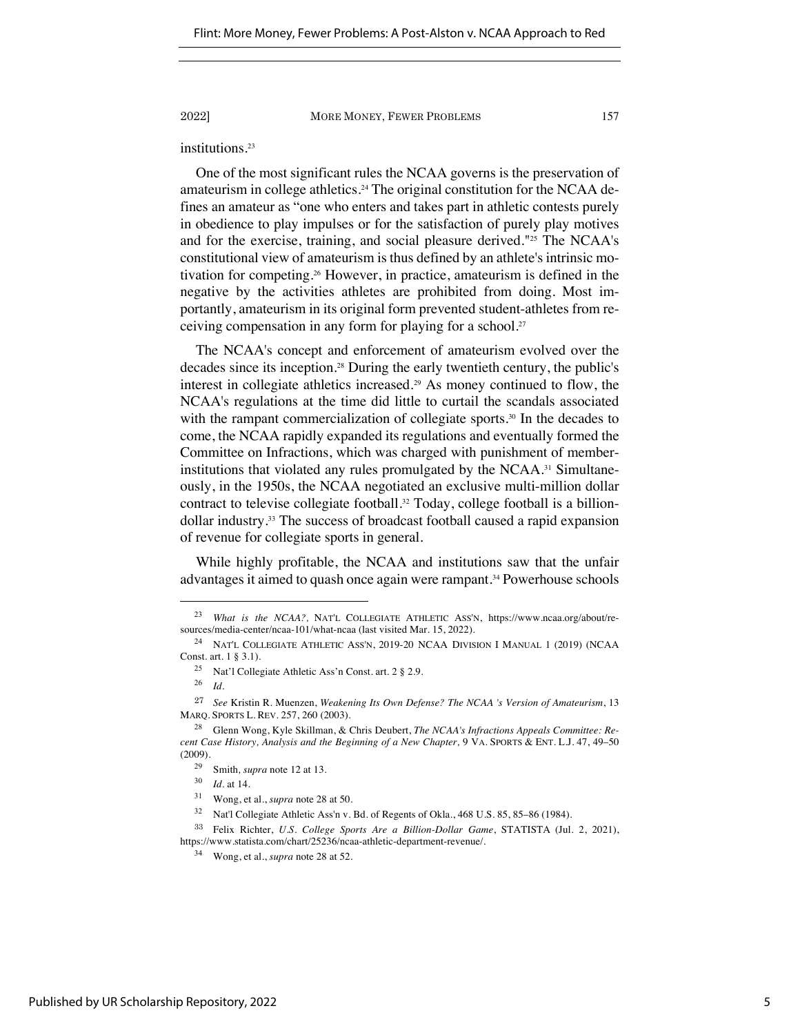institutions.[23]

One of the most significant rules the NCAA governs is the preservation of amateurism in college athletics.[24] The original constitution for the NCAA defines an amateur as "one who enters and takes part in athletic contests purely in obedience to play impulses or for the satisfaction of purely play motives and for the exercise, training, and social pleasure derived."[25] The NCAA's constitutional view of amateurism is thus defined by an athlete's intrinsic motivation for competing.[26] However, in practice, amateurism is defined in the negative by the activities athletes are prohibited from doing. Most importantly, amateurism in its original form prevented student-athletes from receiving compensation in any form for playing for a school.[27]

The NCAA's concept and enforcement of amateurism evolved over the decades since its inception.[28] During the early twentieth century, the public's interest in collegiate athletics increased.[29] As money continued to flow, the NCAA's regulations at the time did little to curtail the scandals associated with the rampant commercialization of collegiate sports.[30] In the decades to come, the NCAA rapidly expanded its regulations and eventually formed the Committee on Infractions, which was charged with punishment of member-institutions that violated any rules promulgated by the NCAA.[31] Simultaneously, in the 1950s, the NCAA negotiated an exclusive multi-million dollar contract to televise collegiate football.[32] Today, college football is a billion-dollar industry.[33] The success of broadcast football caused a rapid expansion of revenue for collegiate sports in general.

While highly profitable, the NCAA and institutions saw that the unfair advantages it aimed to quash once again were rampant.[34] Powerhouse schools

---

[23] *What is the NCAA?*, NAT'L COLLEGIATE ATHLETIC ASS'N, https://www.ncaa.org/about/resources/media-center/ncaa-101/what-ncaa (last visited Mar. 15, 2022).

[24] NAT'L COLLEGIATE ATHLETIC ASS'N, 2019-20 NCAA DIVISION I MANUAL 1 (2019) (NCAA Const. art. 1 § 3.1).

[25] Nat'l Collegiate Athletic Ass'n Const. art. 2 § 2.9.

[26] *Id.*

[27] *See* Kristin R. Muenzen, *Weakening Its Own Defense? The NCAA 's Version of Amateurism*, 13 MARQ. SPORTS L. REV. 257, 260 (2003).

[28] Glenn Wong, Kyle Skillman, & Chris Deubert, *The NCAA's Infractions Appeals Committee: Recent Case History, Analysis and the Beginning of a New Chapter*, 9 VA. SPORTS & ENT. L.J. 47, 49–50 (2009).

[29] Smith, *supra* note 12 at 13.

[30] *Id.* at 14.

[31] Wong, et al., *supra* note 28 at 50.

[32] Nat'l Collegiate Athletic Ass'n v. Bd. of Regents of Okla., 468 U.S. 85, 85–86 (1984).

[33] Felix Richter, *U.S. College Sports Are a Billion-Dollar Game*, STATISTA (Jul. 2, 2021), https://www.statista.com/chart/25236/ncaa-athletic-department-revenue/.

[34] Wong, et al., *supra* note 28 at 52.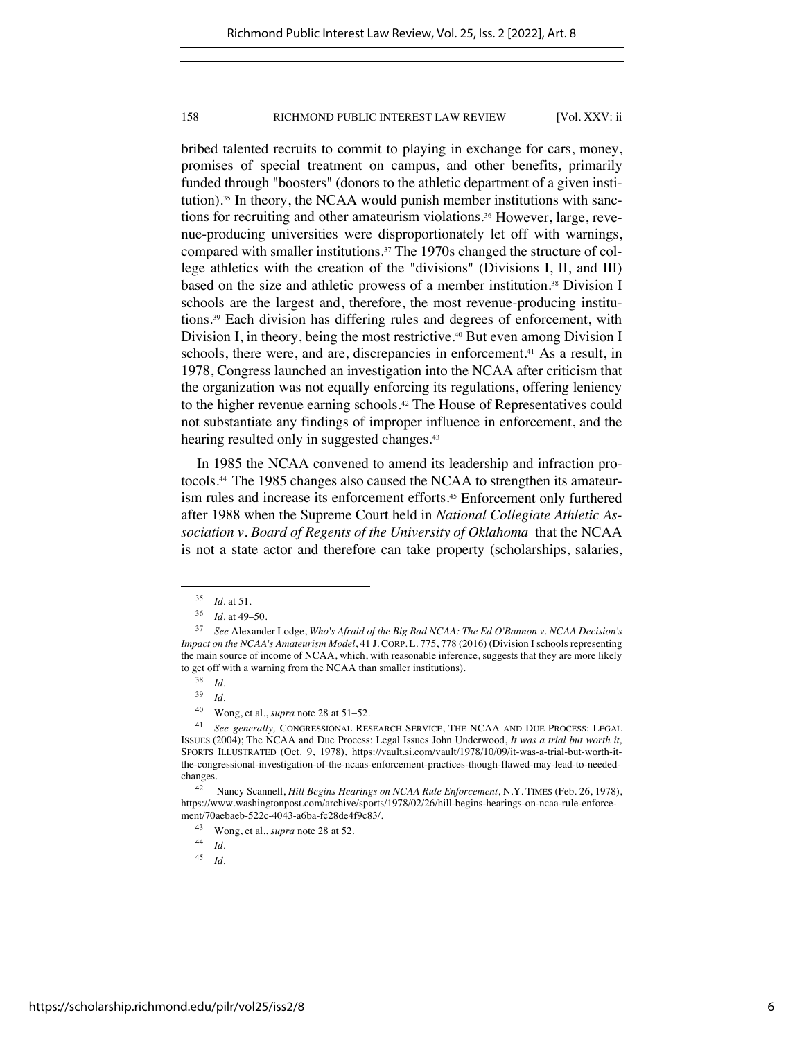bribed talented recruits to commit to playing in exchange for cars, money, promises of special treatment on campus, and other benefits, primarily funded through "boosters" (donors to the athletic department of a given institution).[35] In theory, the NCAA would punish member institutions with sanctions for recruiting and other amateurism violations.[36] However, large, revenue-producing universities were disproportionately let off with warnings, compared with smaller institutions.[37] The 1970s changed the structure of college athletics with the creation of the "divisions" (Divisions I, II, and III) based on the size and athletic prowess of a member institution.[38] Division I schools are the largest and, therefore, the most revenue-producing institutions.[39] Each division has differing rules and degrees of enforcement, with Division I, in theory, being the most restrictive.[40] But even among Division I schools, there were, and are, discrepancies in enforcement.[41] As a result, in 1978, Congress launched an investigation into the NCAA after criticism that the organization was not equally enforcing its regulations, offering leniency to the higher revenue earning schools.[42] The House of Representatives could not substantiate any findings of improper influence in enforcement, and the hearing resulted only in suggested changes.[43]

In 1985 the NCAA convened to amend its leadership and infraction protocols.[44] The 1985 changes also caused the NCAA to strengthen its amateurism rules and increase its enforcement efforts.[45] Enforcement only furthered after 1988 when the Supreme Court held in *National Collegiate Athletic Association v. Board of Regents of the University of Oklahoma* that the NCAA is not a state actor and therefore can take property (scholarships, salaries,

---

[35] *Id.* at 51.

[36] *Id.* at 49–50.

[37] *See* Alexander Lodge, *Who's Afraid of the Big Bad NCAA: The Ed O'Bannon v. NCAA Decision's Impact on the NCAA's Amateurism Model*, 41 J. CORP. L. 775, 778 (2016) (Division I schools representing the main source of income of NCAA, which, with reasonable inference, suggests that they are more likely to get off with a warning from the NCAA than smaller institutions).

[38] *Id.*

[39] *Id.*

[40] Wong, et al., *supra* note 28 at 51–52.

[41] *See generally,* CONGRESSIONAL RESEARCH SERVICE, THE NCAA AND DUE PROCESS: LEGAL ISSUES (2004); The NCAA and Due Process: Legal Issues John Underwood, *It was a trial but worth it,* SPORTS ILLUSTRATED (Oct. 9, 1978), https://vault.si.com/vault/1978/10/09/it-was-a-trial-but-worth-it-the-congressional-investigation-of-the-ncaas-enforcement-practices-though-flawed-may-lead-to-needed-changes.

[42] Nancy Scannell, *Hill Begins Hearings on NCAA Rule Enforcement*, N.Y. TIMES (Feb. 26, 1978), https://www.washingtonpost.com/archive/sports/1978/02/26/hill-begins-hearings-on-ncaa-rule-enforcement/70aebaeb-522c-4043-a6ba-fc28de4f9c83/.

[43] Wong, et al., *supra* note 28 at 52.

[44] *Id.*

[45] *Id.*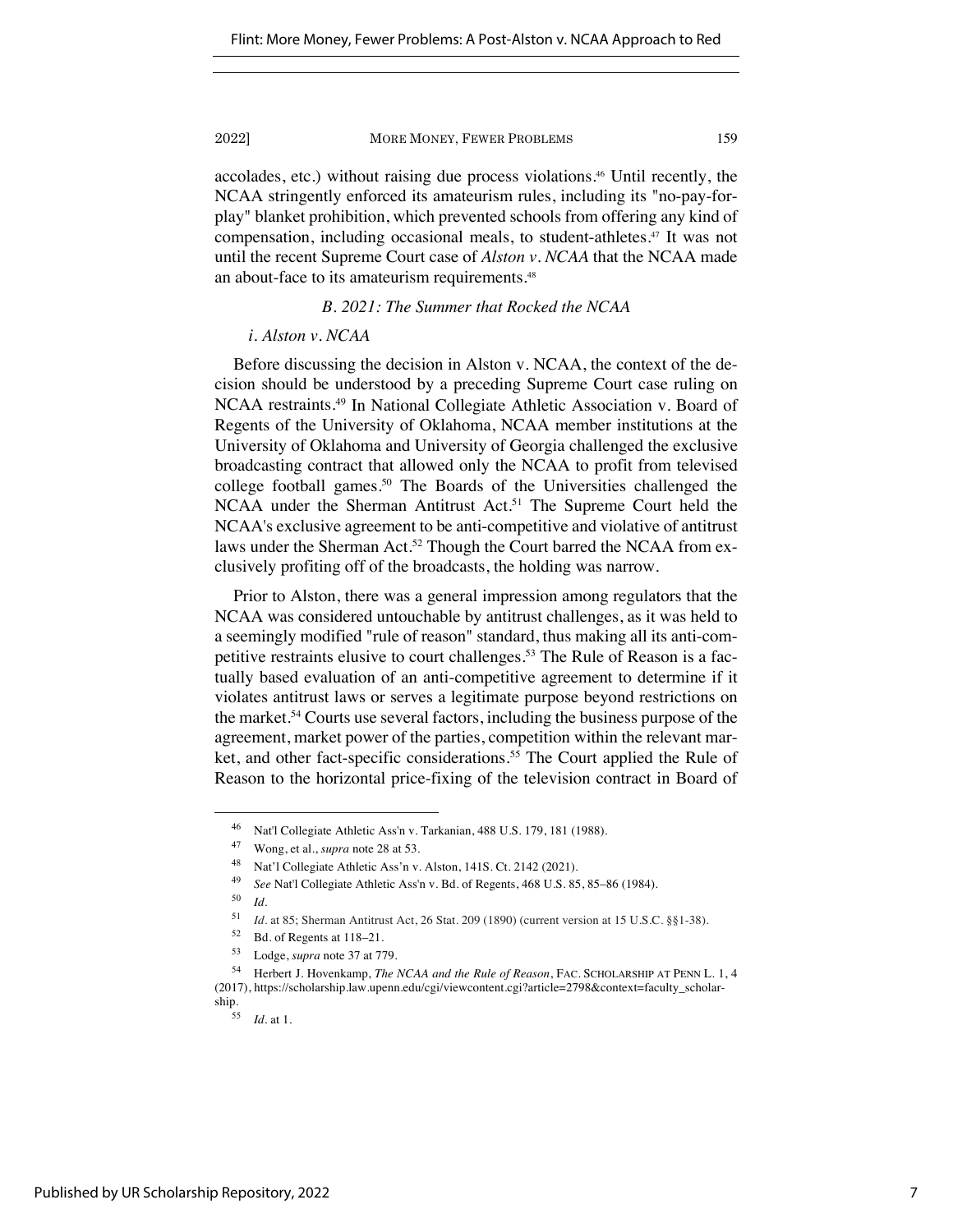accolades, etc.) without raising due process violations.[46] Until recently, the NCAA stringently enforced its amateurism rules, including its "no-pay-for-play" blanket prohibition, which prevented schools from offering any kind of compensation, including occasional meals, to student-athletes.[47] It was not until the recent Supreme Court case of *Alston v. NCAA* that the NCAA made an about-face to its amateurism requirements.[48]

### *B. 2021: The Summer that Rocked the NCAA*

#### *i. Alston v. NCAA*

Before discussing the decision in Alston v. NCAA, the context of the decision should be understood by a preceding Supreme Court case ruling on NCAA restraints.[49] In National Collegiate Athletic Association v. Board of Regents of the University of Oklahoma, NCAA member institutions at the University of Oklahoma and University of Georgia challenged the exclusive broadcasting contract that allowed only the NCAA to profit from televised college football games.[50] The Boards of the Universities challenged the NCAA under the Sherman Antitrust Act.[51] The Supreme Court held the NCAA's exclusive agreement to be anti-competitive and violative of antitrust laws under the Sherman Act.[52] Though the Court barred the NCAA from exclusively profiting off of the broadcasts, the holding was narrow.

Prior to Alston, there was a general impression among regulators that the NCAA was considered untouchable by antitrust challenges, as it was held to a seemingly modified "rule of reason" standard, thus making all its anti-competitive restraints elusive to court challenges.[53] The Rule of Reason is a factually based evaluation of an anti-competitive agreement to determine if it violates antitrust laws or serves a legitimate purpose beyond restrictions on the market.[54] Courts use several factors, including the business purpose of the agreement, market power of the parties, competition within the relevant market, and other fact-specific considerations.[55] The Court applied the Rule of Reason to the horizontal price-fixing of the television contract in Board of

---

[46] Nat'l Collegiate Athletic Ass'n v. Tarkanian, 488 U.S. 179, 181 (1988).

[47] Wong, et al., *supra* note 28 at 53.

[48] Nat'l Collegiate Athletic Ass'n v. Alston, 141S. Ct. 2142 (2021).

[49] *See* Nat'l Collegiate Athletic Ass'n v. Bd. of Regents, 468 U.S. 85, 85–86 (1984).

[50] *Id.*

[51] *Id.* at 85; Sherman Antitrust Act, 26 Stat. 209 (1890) (current version at 15 U.S.C. §§1-38).

[52] Bd. of Regents at 118–21.

[53] Lodge, *supra* note 37 at 779.

[54] Herbert J. Hovenkamp, *The NCAA and the Rule of Reason*, FAC. SCHOLARSHIP AT PENN L. 1, 4 (2017), https://scholarship.law.upenn.edu/cgi/viewcontent.cgi?article=2798&context=faculty_scholarship.

[55] *Id.* at 1.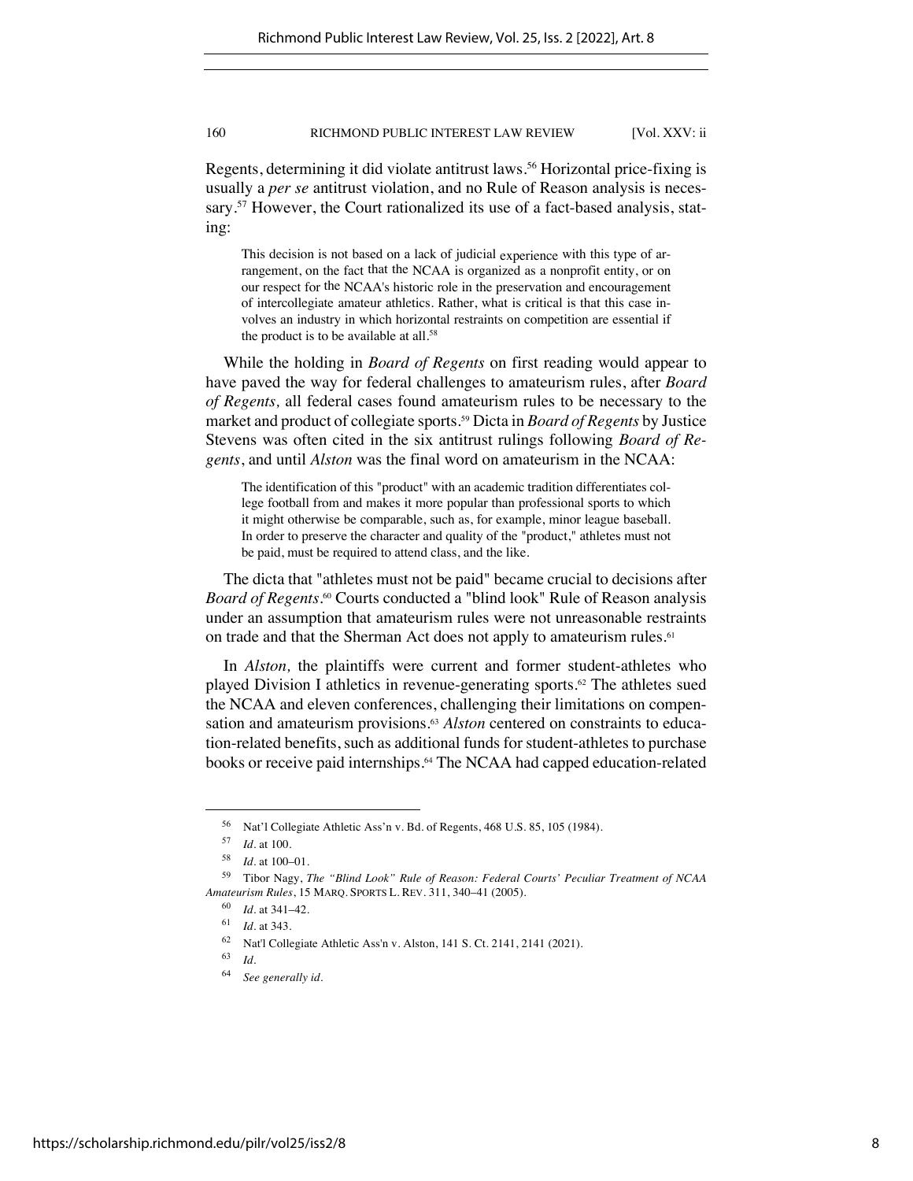Regents, determining it did violate antitrust laws.[56] Horizontal price-fixing is usually a *per se* antitrust violation, and no Rule of Reason analysis is necessary.[57] However, the Court rationalized its use of a fact-based analysis, stating:

> This decision is not based on a lack of judicial experience with this type of arrangement, on the fact that the NCAA is organized as a nonprofit entity, or on our respect for the NCAA's historic role in the preservation and encouragement of intercollegiate amateur athletics. Rather, what is critical is that this case involves an industry in which horizontal restraints on competition are essential if the product is to be available at all.[58]

While the holding in *Board of Regents* on first reading would appear to have paved the way for federal challenges to amateurism rules, after *Board of Regents,* all federal cases found amateurism rules to be necessary to the market and product of collegiate sports.[59] Dicta in *Board of Regents* by Justice Stevens was often cited in the six antitrust rulings following *Board of Regents*, and until *Alston* was the final word on amateurism in the NCAA:

> The identification of this "product" with an academic tradition differentiates college football from and makes it more popular than professional sports to which it might otherwise be comparable, such as, for example, minor league baseball. In order to preserve the character and quality of the "product," athletes must not be paid, must be required to attend class, and the like.

The dicta that "athletes must not be paid" became crucial to decisions after *Board of Regents*.[60] Courts conducted a "blind look" Rule of Reason analysis under an assumption that amateurism rules were not unreasonable restraints on trade and that the Sherman Act does not apply to amateurism rules.[61]

In *Alston,* the plaintiffs were current and former student-athletes who played Division I athletics in revenue-generating sports.[62] The athletes sued the NCAA and eleven conferences, challenging their limitations on compensation and amateurism provisions.[63] *Alston* centered on constraints to education-related benefits, such as additional funds for student-athletes to purchase books or receive paid internships.[64] The NCAA had capped education-related

---

[56] Nat'l Collegiate Athletic Ass'n v. Bd. of Regents, 468 U.S. 85, 105 (1984).

[57] *Id.* at 100.

[58] *Id.* at 100–01.

[59] Tibor Nagy, *The "Blind Look" Rule of Reason: Federal Courts' Peculiar Treatment of NCAA Amateurism Rules*, 15 MARQ. SPORTS L. REV. 311, 340–41 (2005).

[60] *Id.* at 341–42.

[61] *Id.* at 343.

[62] Nat'l Collegiate Athletic Ass'n v. Alston, 141 S. Ct. 2141, 2141 (2021).

[63] *Id.*

[64] *See generally id.*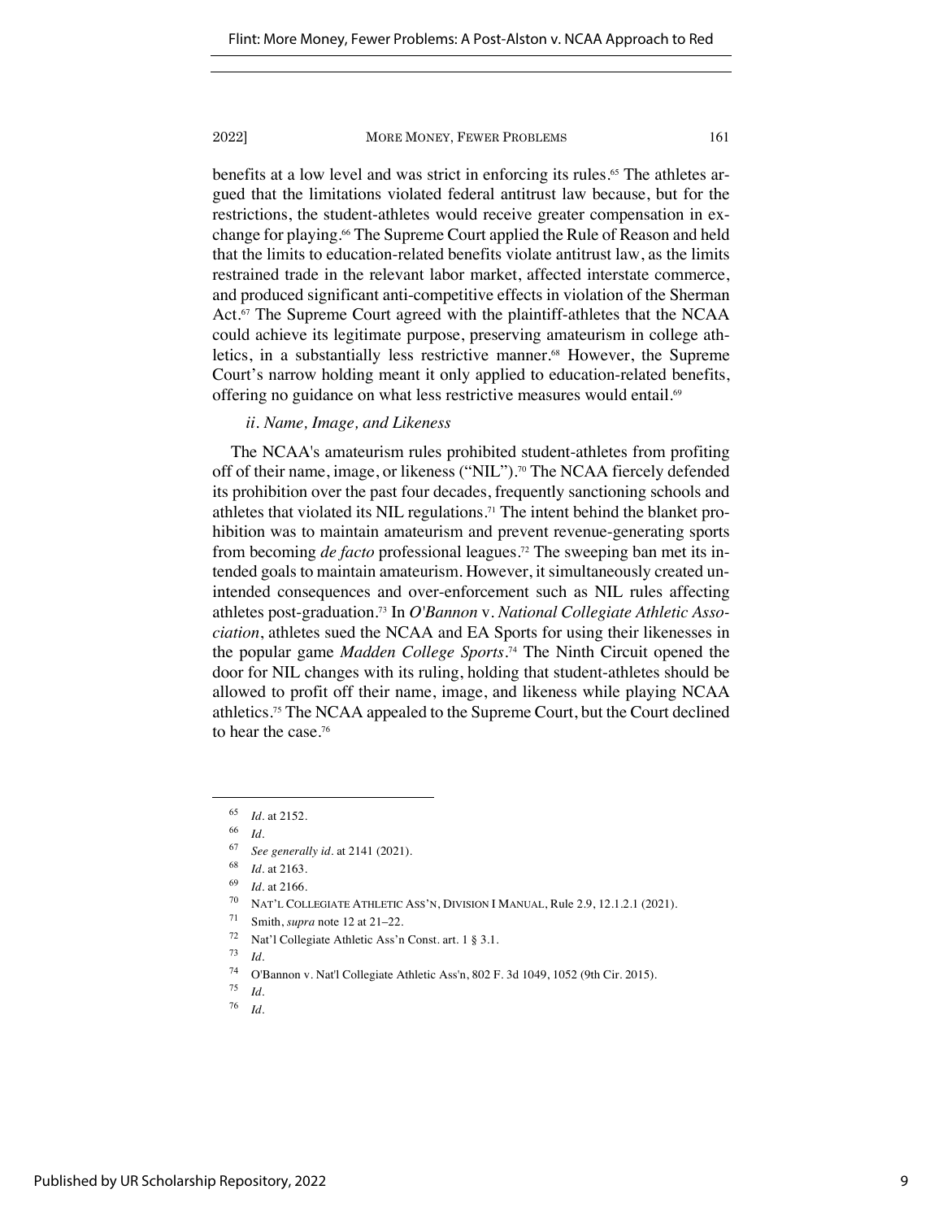benefits at a low level and was strict in enforcing its rules.[65] The athletes argued that the limitations violated federal antitrust law because, but for the restrictions, the student-athletes would receive greater compensation in exchange for playing.[66] The Supreme Court applied the Rule of Reason and held that the limits to education-related benefits violate antitrust law, as the limits restrained trade in the relevant labor market, affected interstate commerce, and produced significant anti-competitive effects in violation of the Sherman Act.[67] The Supreme Court agreed with the plaintiff-athletes that the NCAA could achieve its legitimate purpose, preserving amateurism in college athletics, in a substantially less restrictive manner.[68] However, the Supreme Court's narrow holding meant it only applied to education-related benefits, offering no guidance on what less restrictive measures would entail.[69]

*ii. Name, Image, and Likeness*

The NCAA's amateurism rules prohibited student-athletes from profiting off of their name, image, or likeness ("NIL").[70] The NCAA fiercely defended its prohibition over the past four decades, frequently sanctioning schools and athletes that violated its NIL regulations.[71] The intent behind the blanket prohibition was to maintain amateurism and prevent revenue-generating sports from becoming *de facto* professional leagues.[72] The sweeping ban met its intended goals to maintain amateurism. However, it simultaneously created unintended consequences and over-enforcement such as NIL rules affecting athletes post-graduation.[73] In *O'Bannon* v. *National Collegiate Athletic Association*, athletes sued the NCAA and EA Sports for using their likenesses in the popular game *Madden College Sports*.[74] The Ninth Circuit opened the door for NIL changes with its ruling, holding that student-athletes should be allowed to profit off their name, image, and likeness while playing NCAA athletics.[75] The NCAA appealed to the Supreme Court, but the Court declined to hear the case.[76]

---

65 *Id.* at 2152.

66 *Id.*

67 *See generally id.* at 2141 (2021).

68 *Id.* at 2163.

69 *Id.* at 2166.

70 NAT'L COLLEGIATE ATHLETIC ASS'N, DIVISION I MANUAL, Rule 2.9, 12.1.2.1 (2021).

71 Smith, *supra* note 12 at 21–22.

72 Nat'l Collegiate Athletic Ass'n Const. art. 1 § 3.1.

73 *Id.*

74 O'Bannon v. Nat'l Collegiate Athletic Ass'n, 802 F. 3d 1049, 1052 (9th Cir. 2015).

75 *Id.*

76 *Id.*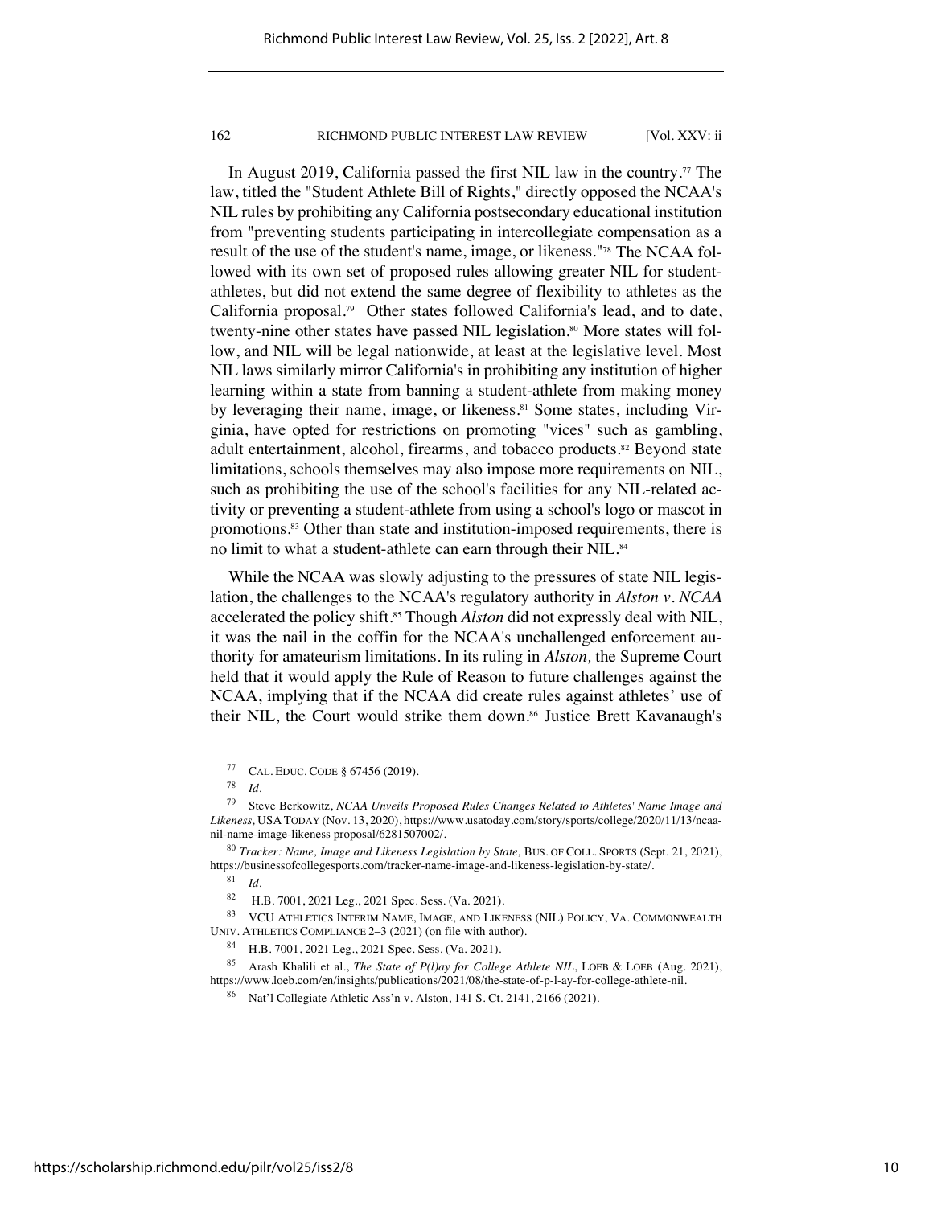In August 2019, California passed the first NIL law in the country.[77] The law, titled the "Student Athlete Bill of Rights," directly opposed the NCAA's NIL rules by prohibiting any California postsecondary educational institution from "preventing students participating in intercollegiate compensation as a result of the use of the student's name, image, or likeness."[78] The NCAA followed with its own set of proposed rules allowing greater NIL for student-athletes, but did not extend the same degree of flexibility to athletes as the California proposal.[79] Other states followed California's lead, and to date, twenty-nine other states have passed NIL legislation.[80] More states will follow, and NIL will be legal nationwide, at least at the legislative level. Most NIL laws similarly mirror California's in prohibiting any institution of higher learning within a state from banning a student-athlete from making money by leveraging their name, image, or likeness.[81] Some states, including Virginia, have opted for restrictions on promoting "vices" such as gambling, adult entertainment, alcohol, firearms, and tobacco products.[82] Beyond state limitations, schools themselves may also impose more requirements on NIL, such as prohibiting the use of the school's facilities for any NIL-related activity or preventing a student-athlete from using a school's logo or mascot in promotions.[83] Other than state and institution-imposed requirements, there is no limit to what a student-athlete can earn through their NIL.[84]

While the NCAA was slowly adjusting to the pressures of state NIL legislation, the challenges to the NCAA's regulatory authority in *Alston v. NCAA* accelerated the policy shift.[85] Though *Alston* did not expressly deal with NIL, it was the nail in the coffin for the NCAA's unchallenged enforcement authority for amateurism limitations. In its ruling in *Alston,* the Supreme Court held that it would apply the Rule of Reason to future challenges against the NCAA, implying that if the NCAA did create rules against athletes' use of their NIL, the Court would strike them down.[86] Justice Brett Kavanaugh's

---

[77] CAL. EDUC. CODE § 67456 (2019).

[78] *Id.*

[79] Steve Berkowitz, *NCAA Unveils Proposed Rules Changes Related to Athletes' Name Image and Likeness,* USA TODAY (Nov. 13, 2020), https://www.usatoday.com/story/sports/college/2020/11/13/ncaa-nil-name-image-likeness proposal/6281507002/.

[80] *Tracker: Name, Image and Likeness Legislation by State,* BUS. OF COLL. SPORTS (Sept. 21, 2021), https://businessofcollegesports.com/tracker-name-image-and-likeness-legislation-by-state/.

[81] *Id.*

[82] H.B. 7001, 2021 Leg., 2021 Spec. Sess. (Va. 2021).

[83] VCU ATHLETICS INTERIM NAME, IMAGE, AND LIKENESS (NIL) POLICY, VA. COMMONWEALTH UNIV. ATHLETICS COMPLIANCE 2–3 (2021) (on file with author).

[84] H.B. 7001, 2021 Leg., 2021 Spec. Sess. (Va. 2021).

[85] Arash Khalili et al., *The State of P(l)ay for College Athlete NIL*, LOEB & LOEB (Aug. 2021), https://www.loeb.com/en/insights/publications/2021/08/the-state-of-p-l-ay-for-college-athlete-nil.

[86] Nat'l Collegiate Athletic Ass'n v. Alston, 141 S. Ct. 2141, 2166 (2021).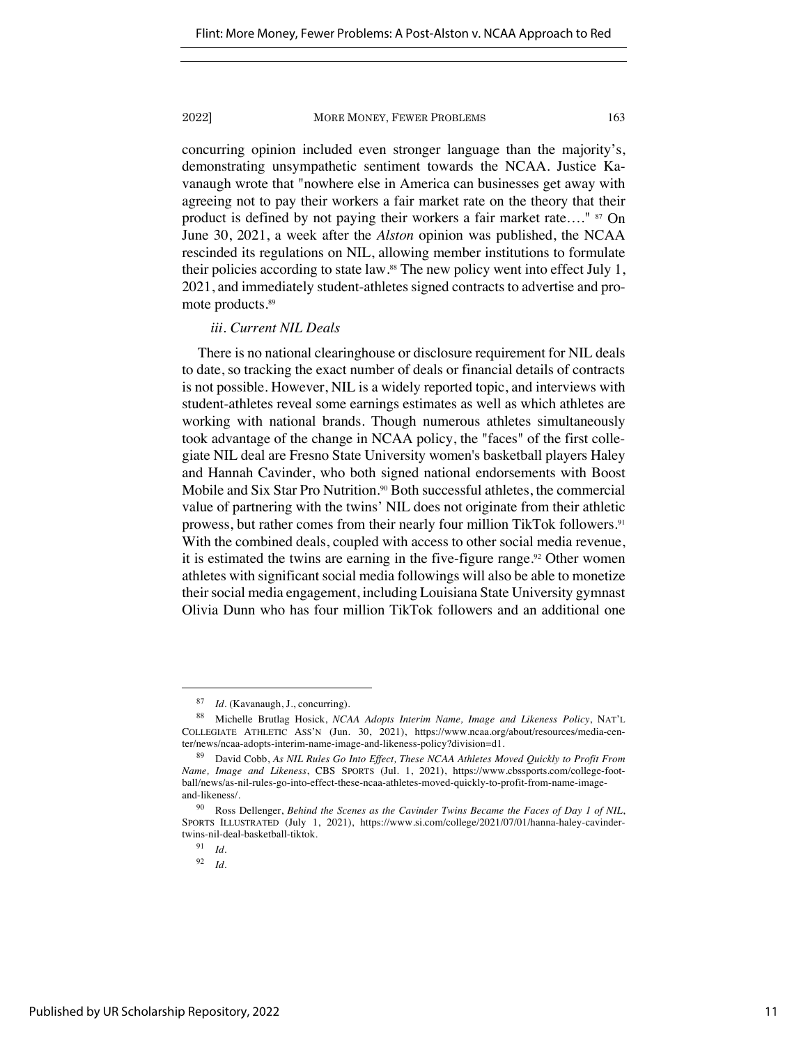concurring opinion included even stronger language than the majority's, demonstrating unsympathetic sentiment towards the NCAA. Justice Kavanaugh wrote that "nowhere else in America can businesses get away with agreeing not to pay their workers a fair market rate on the theory that their product is defined by not paying their workers a fair market rate…." [87] On June 30, 2021, a week after the *Alston* opinion was published, the NCAA rescinded its regulations on NIL, allowing member institutions to formulate their policies according to state law.[88] The new policy went into effect July 1, 2021, and immediately student-athletes signed contracts to advertise and promote products.[89]

*iii. Current NIL Deals*

There is no national clearinghouse or disclosure requirement for NIL deals to date, so tracking the exact number of deals or financial details of contracts is not possible. However, NIL is a widely reported topic, and interviews with student-athletes reveal some earnings estimates as well as which athletes are working with national brands. Though numerous athletes simultaneously took advantage of the change in NCAA policy, the "faces" of the first collegiate NIL deal are Fresno State University women's basketball players Haley and Hannah Cavinder, who both signed national endorsements with Boost Mobile and Six Star Pro Nutrition.[90] Both successful athletes, the commercial value of partnering with the twins' NIL does not originate from their athletic prowess, but rather comes from their nearly four million TikTok followers.[91] With the combined deals, coupled with access to other social media revenue, it is estimated the twins are earning in the five-figure range.[92] Other women athletes with significant social media followings will also be able to monetize their social media engagement, including Louisiana State University gymnast Olivia Dunn who has four million TikTok followers and an additional one

---

[87] *Id.* (Kavanaugh, J., concurring).

[88] Michelle Brutlag Hosick, *NCAA Adopts Interim Name, Image and Likeness Policy*, NAT'L COLLEGIATE ATHLETIC ASS'N (Jun. 30, 2021), https://www.ncaa.org/about/resources/media-center/news/ncaa-adopts-interim-name-image-and-likeness-policy?division=d1.

[89] David Cobb, *As NIL Rules Go Into Effect, These NCAA Athletes Moved Quickly to Profit From Name, Image and Likeness*, CBS SPORTS (Jul. 1, 2021), https://www.cbssports.com/college-football/news/as-nil-rules-go-into-effect-these-ncaa-athletes-moved-quickly-to-profit-from-name-image-and-likeness/.

[90] Ross Dellenger, *Behind the Scenes as the Cavinder Twins Became the Faces of Day 1 of NIL*, SPORTS ILLUSTRATED (July 1, 2021), https://www.si.com/college/2021/07/01/hanna-haley-cavinder-twins-nil-deal-basketball-tiktok.

[91] *Id.*

[92] *Id.*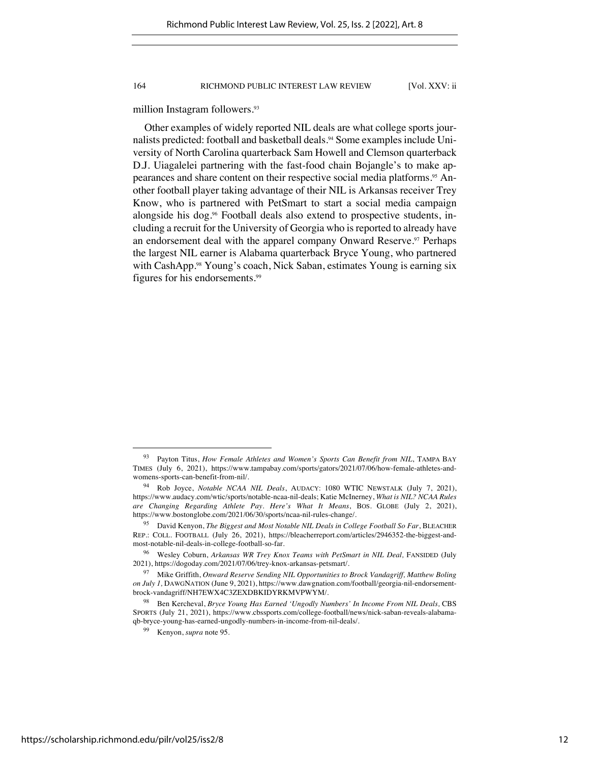million Instagram followers.[93]

Other examples of widely reported NIL deals are what college sports journalists predicted: football and basketball deals.[94] Some examples include University of North Carolina quarterback Sam Howell and Clemson quarterback D.J. Uiagalelei partnering with the fast-food chain Bojangle's to make appearances and share content on their respective social media platforms.[95] Another football player taking advantage of their NIL is Arkansas receiver Trey Know, who is partnered with PetSmart to start a social media campaign alongside his dog.[96] Football deals also extend to prospective students, including a recruit for the University of Georgia who is reported to already have an endorsement deal with the apparel company Onward Reserve.[97] Perhaps the largest NIL earner is Alabama quarterback Bryce Young, who partnered with CashApp.[98] Young's coach, Nick Saban, estimates Young is earning six figures for his endorsements.[99]

---

[93] Payton Titus, *How Female Athletes and Women's Sports Can Benefit from NIL*, TAMPA BAY TIMES (July 6, 2021), https://www.tampabay.com/sports/gators/2021/07/06/how-female-athletes-and-womens-sports-can-benefit-from-nil/.

[94] Rob Joyce, *Notable NCAA NIL Deals*, AUDACY: 1080 WTIC NEWSTALK (July 7, 2021), https://www.audacy.com/wtic/sports/notable-ncaa-nil-deals; Katie McInerney, *What is NIL? NCAA Rules are Changing Regarding Athlete Pay. Here's What It Means*, BOS. GLOBE (July 2, 2021), https://www.bostonglobe.com/2021/06/30/sports/ncaa-nil-rules-change/.

[95] David Kenyon, *The Biggest and Most Notable NIL Deals in College Football So Far*, BLEACHER REP.: COLL. FOOTBALL (July 26, 2021), https://bleacherreport.com/articles/2946352-the-biggest-and-most-notable-nil-deals-in-college-football-so-far.

[96] Wesley Coburn, *Arkansas WR Trey Knox Teams with PetSmart in NIL Deal,* FANSIDED (July 2021), https://dogoday.com/2021/07/06/trey-knox-arkansas-petsmart/.

[97] Mike Griffith, *Onward Reserve Sending NIL Opportunities to Brock Vandagriff, Matthew Boling on July 1,* DAWGNATION (June 9, 2021), https://www.dawgnation.com/football/georgia-nil-endorsement-brock-vandagriff/NH7EWX4C3ZEXDBKIDYRKMVPWYM/.

[98] Ben Kercheval, *Bryce Young Has Earned 'Ungodly Numbers' In Income From NIL Deals,* CBS SPORTS (July 21, 2021), https://www.cbssports.com/college-football/news/nick-saban-reveals-alabama-qb-bryce-young-has-earned-ungodly-numbers-in-income-from-nil-deals/.

[99] Kenyon, *supra* note 95.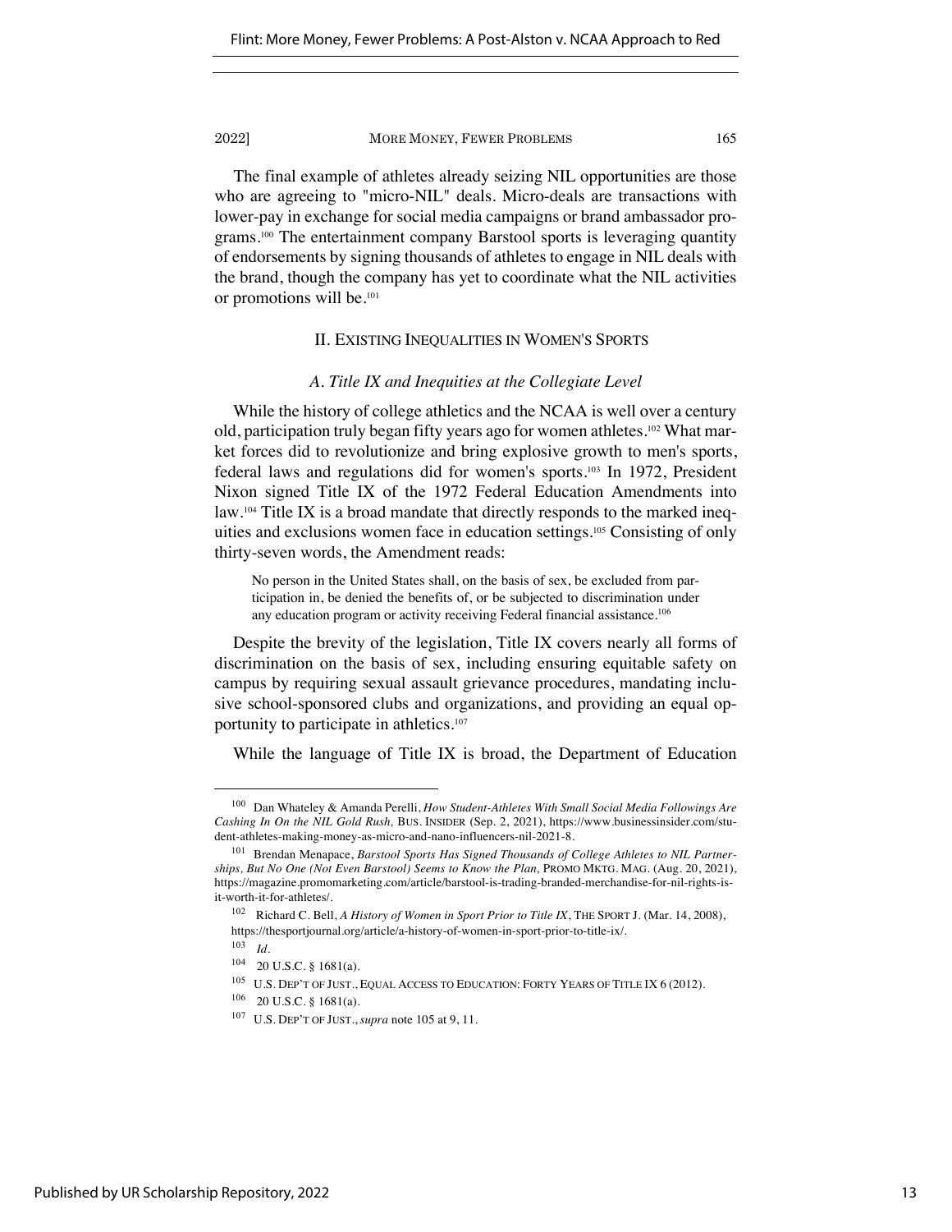The final example of athletes already seizing NIL opportunities are those who are agreeing to "micro-NIL" deals. Micro-deals are transactions with lower-pay in exchange for social media campaigns or brand ambassador programs.[100] The entertainment company Barstool sports is leveraging quantity of endorsements by signing thousands of athletes to engage in NIL deals with the brand, though the company has yet to coordinate what the NIL activities or promotions will be.[101]

## II. Existing Inequalities in Women's Sports

### *A. Title IX and Inequities at the Collegiate Level*

While the history of college athletics and the NCAA is well over a century old, participation truly began fifty years ago for women athletes.[102] What market forces did to revolutionize and bring explosive growth to men's sports, federal laws and regulations did for women's sports.[103] In 1972, President Nixon signed Title IX of the 1972 Federal Education Amendments into law.[104] Title IX is a broad mandate that directly responds to the marked inequities and exclusions women face in education settings.[105] Consisting of only thirty-seven words, the Amendment reads:

> No person in the United States shall, on the basis of sex, be excluded from participation in, be denied the benefits of, or be subjected to discrimination under any education program or activity receiving Federal financial assistance.[106]

Despite the brevity of the legislation, Title IX covers nearly all forms of discrimination on the basis of sex, including ensuring equitable safety on campus by requiring sexual assault grievance procedures, mandating inclusive school-sponsored clubs and organizations, and providing an equal opportunity to participate in athletics.[107]

While the language of Title IX is broad, the Department of Education

---

[100] Dan Whateley & Amanda Perelli, *How Student-Athletes With Small Social Media Followings Are Cashing In On the NIL Gold Rush,* BUS. INSIDER (Sep. 2, 2021), https://www.businessinsider.com/student-athletes-making-money-as-micro-and-nano-influencers-nil-2021-8.

[101] Brendan Menapace, *Barstool Sports Has Signed Thousands of College Athletes to NIL Partnerships, But No One (Not Even Barstool) Seems to Know the Plan,* PROMO MKTG. MAG. (Aug. 20, 2021), https://magazine.promomarketing.com/article/barstool-is-trading-branded-merchandise-for-nil-rights-is-it-worth-it-for-athletes/.

[102] Richard C. Bell, *A History of Women in Sport Prior to Title IX*, THE SPORT J. (Mar. 14, 2008), https://thesportjournal.org/article/a-history-of-women-in-sport-prior-to-title-ix/.

[103] *Id.*

[104] 20 U.S.C. § 1681(a).

[105] U.S. DEP'T OF JUST., EQUAL ACCESS TO EDUCATION: FORTY YEARS OF TITLE IX 6 (2012).

[106] 20 U.S.C. § 1681(a).

[107] U.S. DEP'T OF JUST., *supra* note 105 at 9, 11.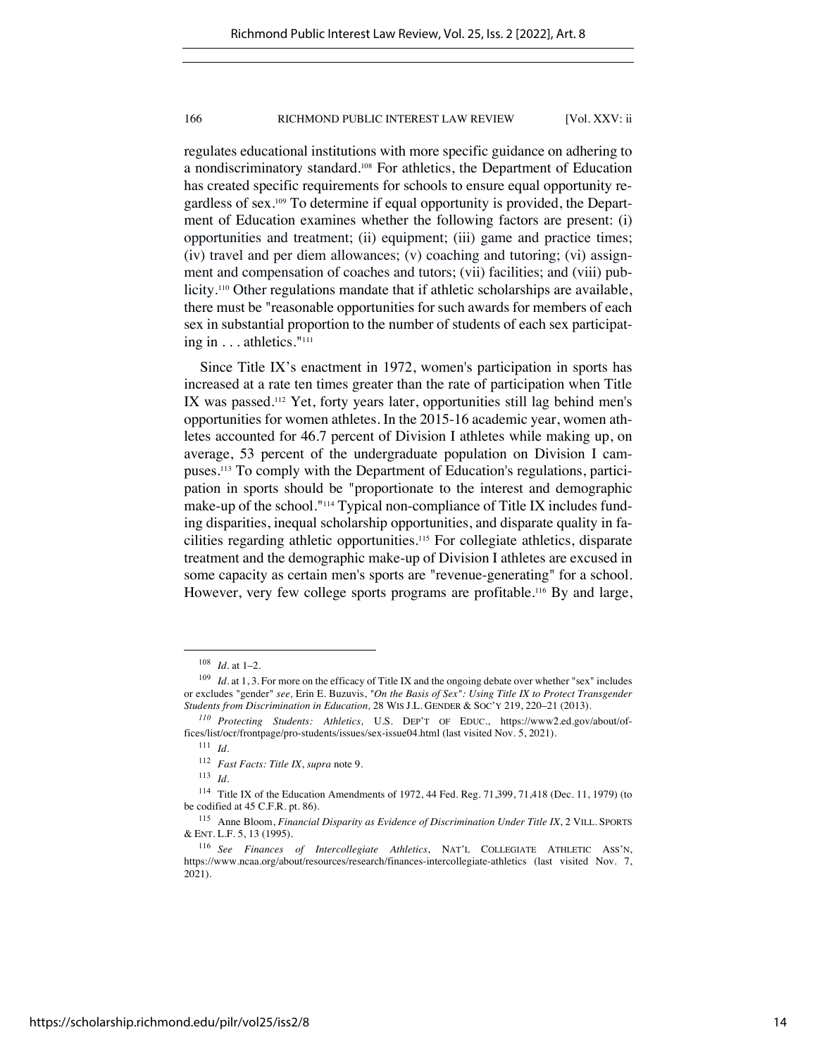regulates educational institutions with more specific guidance on adhering to a nondiscriminatory standard.[108] For athletics, the Department of Education has created specific requirements for schools to ensure equal opportunity regardless of sex.[109] To determine if equal opportunity is provided, the Department of Education examines whether the following factors are present: (i) opportunities and treatment; (ii) equipment; (iii) game and practice times; (iv) travel and per diem allowances; (v) coaching and tutoring; (vi) assignment and compensation of coaches and tutors; (vii) facilities; and (viii) publicity.[110] Other regulations mandate that if athletic scholarships are available, there must be "reasonable opportunities for such awards for members of each sex in substantial proportion to the number of students of each sex participating in . . . athletics."[111]

Since Title IX's enactment in 1972, women's participation in sports has increased at a rate ten times greater than the rate of participation when Title IX was passed.[112] Yet, forty years later, opportunities still lag behind men's opportunities for women athletes. In the 2015-16 academic year, women athletes accounted for 46.7 percent of Division I athletes while making up, on average, 53 percent of the undergraduate population on Division I campuses.[113] To comply with the Department of Education's regulations, participation in sports should be "proportionate to the interest and demographic make-up of the school."[114] Typical non-compliance of Title IX includes funding disparities, inequal scholarship opportunities, and disparate quality in facilities regarding athletic opportunities.[115] For collegiate athletics, disparate treatment and the demographic make-up of Division I athletes are excused in some capacity as certain men's sports are "revenue-generating" for a school. However, very few college sports programs are profitable.[116] By and large,

---

[108] *Id.* at 1–2.

[109] *Id.* at 1, 3. For more on the efficacy of Title IX and the ongoing debate over whether "sex" includes or excludes "gender" *see,* Erin E. Buzuvis, *"On the Basis of Sex": Using Title IX to Protect Transgender Students from Discrimination in Education,* 28 WIS J.L. GENDER & SOC'Y 219, 220–21 (2013).

[110] *Protecting Students: Athletics,* U.S. DEP'T OF EDUC., https://www2.ed.gov/about/offices/list/ocr/frontpage/pro-students/issues/sex-issue04.html (last visited Nov. 5, 2021).

[111] *Id.*

[112] *Fast Facts: Title IX*, *supra* note 9.

[113] *Id.*

[114] Title IX of the Education Amendments of 1972, 44 Fed. Reg. 71,399, 71,418 (Dec. 11, 1979) (to be codified at 45 C.F.R. pt. 86).

[115] Anne Bloom, *Financial Disparity as Evidence of Discrimination Under Title IX*, 2 VILL. SPORTS & ENT. L.F. 5, 13 (1995).

[116] *See Finances of Intercollegiate Athletics*, NAT'L COLLEGIATE ATHLETIC ASS'N, https://www.ncaa.org/about/resources/research/finances-intercollegiate-athletics (last visited Nov. 7, 2021).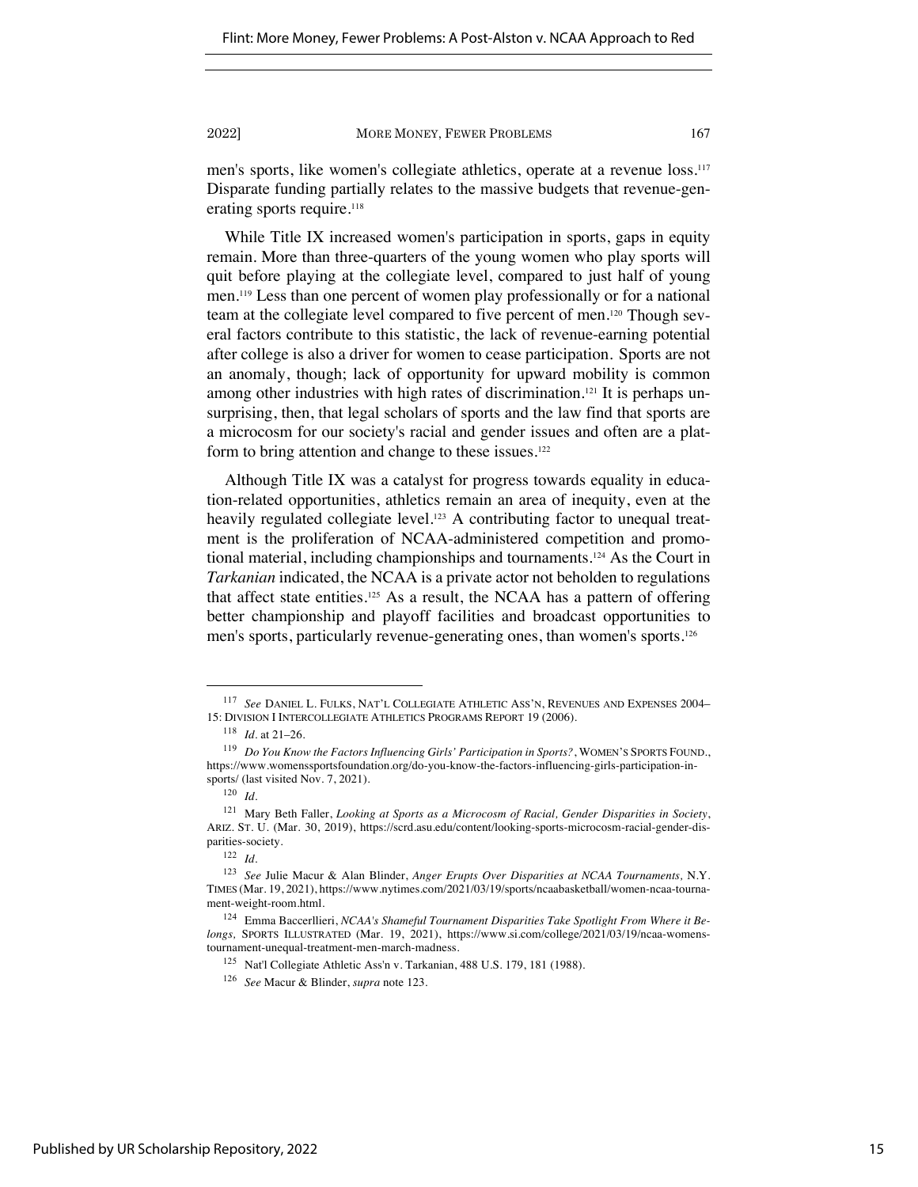men's sports, like women's collegiate athletics, operate at a revenue loss.[117] Disparate funding partially relates to the massive budgets that revenue-generating sports require.[118]

While Title IX increased women's participation in sports, gaps in equity remain. More than three-quarters of the young women who play sports will quit before playing at the collegiate level, compared to just half of young men.[119] Less than one percent of women play professionally or for a national team at the collegiate level compared to five percent of men.[120] Though several factors contribute to this statistic, the lack of revenue-earning potential after college is also a driver for women to cease participation. Sports are not an anomaly, though; lack of opportunity for upward mobility is common among other industries with high rates of discrimination.[121] It is perhaps unsurprising, then, that legal scholars of sports and the law find that sports are a microcosm for our society's racial and gender issues and often are a platform to bring attention and change to these issues.[122]

Although Title IX was a catalyst for progress towards equality in education-related opportunities, athletics remain an area of inequity, even at the heavily regulated collegiate level.[123] A contributing factor to unequal treatment is the proliferation of NCAA-administered competition and promotional material, including championships and tournaments.[124] As the Court in *Tarkanian* indicated, the NCAA is a private actor not beholden to regulations that affect state entities.[125] As a result, the NCAA has a pattern of offering better championship and playoff facilities and broadcast opportunities to men's sports, particularly revenue-generating ones, than women's sports.[126]

---

[117] *See* DANIEL L. FULKS, NAT'L COLLEGIATE ATHLETIC ASS'N, REVENUES AND EXPENSES 2004–15: DIVISION I INTERCOLLEGIATE ATHLETICS PROGRAMS REPORT 19 (2006).

[118] *Id.* at 21–26.

[119] *Do You Know the Factors Influencing Girls' Participation in Sports?*, WOMEN'S SPORTS FOUND., https://www.womenssportsfoundation.org/do-you-know-the-factors-influencing-girls-participation-in-sports/ (last visited Nov. 7, 2021).

[120] *Id.*

[121] Mary Beth Faller, *Looking at Sports as a Microcosm of Racial, Gender Disparities in Society*, ARIZ. ST. U. (Mar. 30, 2019), https://scrd.asu.edu/content/looking-sports-microcosm-racial-gender-disparities-society.

[122] *Id.*

[123] *See* Julie Macur & Alan Blinder, *Anger Erupts Over Disparities at NCAA Tournaments*, N.Y. TIMES (Mar. 19, 2021), https://www.nytimes.com/2021/03/19/sports/ncaabasketball/women-ncaa-tournament-weight-room.html.

[124] Emma Baccerllieri, *NCAA's Shameful Tournament Disparities Take Spotlight From Where it Belongs*, SPORTS ILLUSTRATED (Mar. 19, 2021), https://www.si.com/college/2021/03/19/ncaa-womens-tournament-unequal-treatment-men-march-madness.

[125] Nat'l Collegiate Athletic Ass'n v. Tarkanian, 488 U.S. 179, 181 (1988).

[126] *See* Macur & Blinder, *supra* note 123.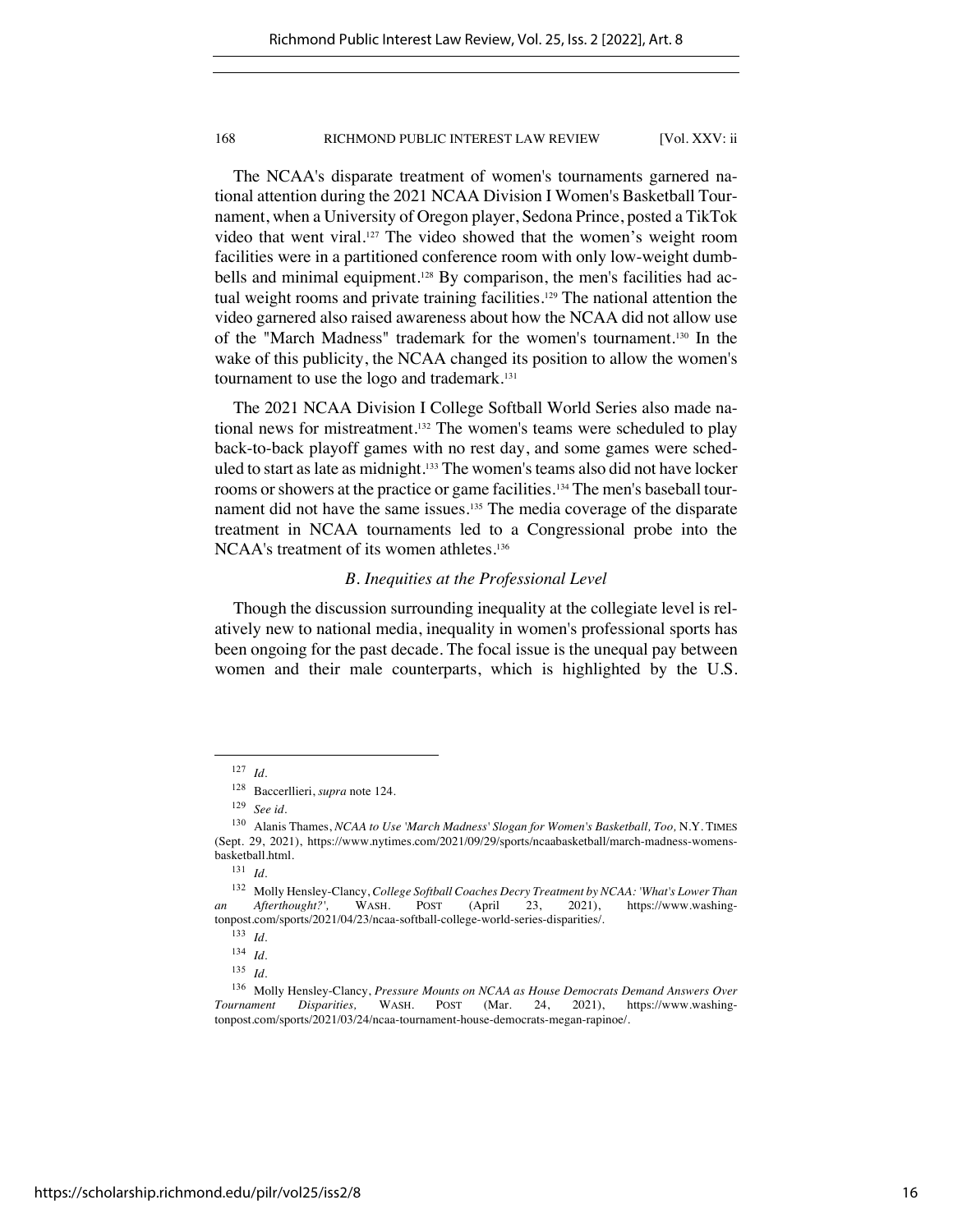The NCAA's disparate treatment of women's tournaments garnered national attention during the 2021 NCAA Division I Women's Basketball Tournament, when a University of Oregon player, Sedona Prince, posted a TikTok video that went viral.[127] The video showed that the women's weight room facilities were in a partitioned conference room with only low-weight dumbbells and minimal equipment.[128] By comparison, the men's facilities had actual weight rooms and private training facilities.[129] The national attention the video garnered also raised awareness about how the NCAA did not allow use of the "March Madness" trademark for the women's tournament.[130] In the wake of this publicity, the NCAA changed its position to allow the women's tournament to use the logo and trademark.[131]

The 2021 NCAA Division I College Softball World Series also made national news for mistreatment.[132] The women's teams were scheduled to play back-to-back playoff games with no rest day, and some games were scheduled to start as late as midnight.[133] The women's teams also did not have locker rooms or showers at the practice or game facilities.[134] The men's baseball tournament did not have the same issues.[135] The media coverage of the disparate treatment in NCAA tournaments led to a Congressional probe into the NCAA's treatment of its women athletes.[136]

### *B. Inequities at the Professional Level*

Though the discussion surrounding inequality at the collegiate level is relatively new to national media, inequality in women's professional sports has been ongoing for the past decade. The focal issue is the unequal pay between women and their male counterparts, which is highlighted by the U.S.

---

[127] *Id.*

[128] Baccerllieri, *supra* note 124.

[129] *See id.*

[130] Alanis Thames, *NCAA to Use 'March Madness' Slogan for Women's Basketball, Too,* N.Y. TIMES (Sept. 29, 2021), https://www.nytimes.com/2021/09/29/sports/ncaabasketball/march-madness-womens-basketball.html.

[131] *Id.*

[132] Molly Hensley-Clancy, *College Softball Coaches Decry Treatment by NCAA: 'What's Lower Than an Afterthought?',* WASH. POST (April 23, 2021), https://www.washingtonpost.com/sports/2021/04/23/ncaa-softball-college-world-series-disparities/.

[133] *Id.*

[134] *Id.*

[135] *Id.*

[136] Molly Hensley-Clancy, *Pressure Mounts on NCAA as House Democrats Demand Answers Over Tournament Disparities,* WASH. POST (Mar. 24, 2021), https://www.washingtonpost.com/sports/2021/03/24/ncaa-tournament-house-democrats-megan-rapinoe/.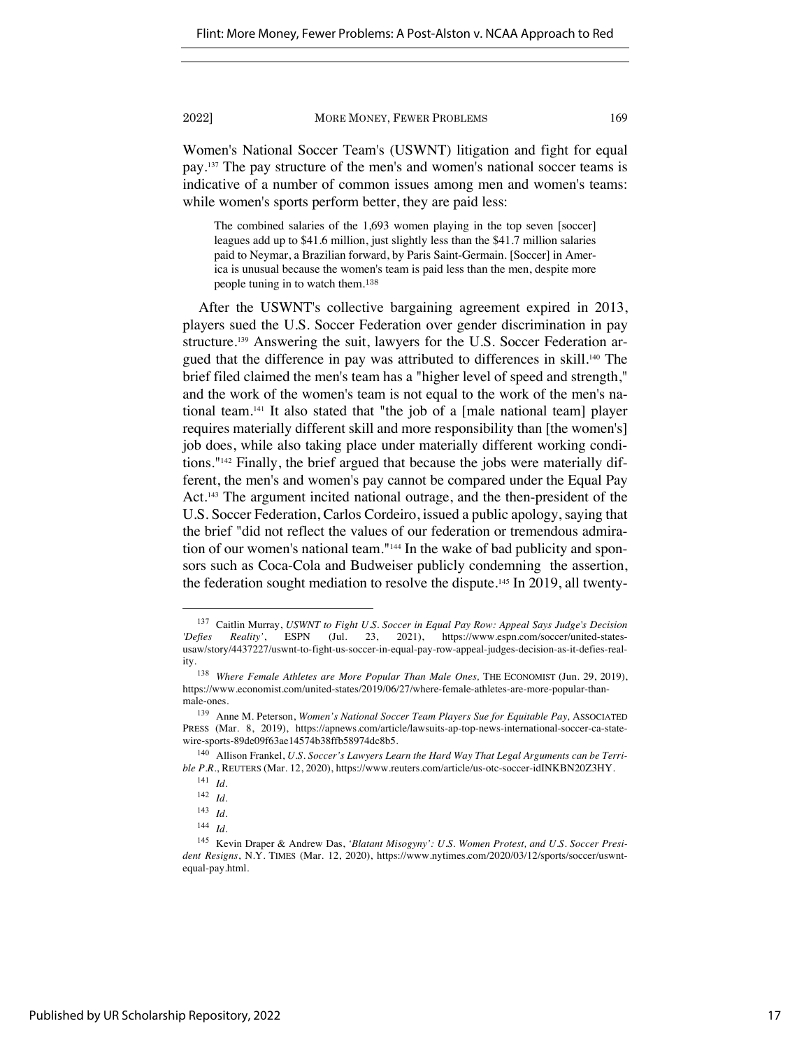Women's National Soccer Team's (USWNT) litigation and fight for equal pay.[137] The pay structure of the men's and women's national soccer teams is indicative of a number of common issues among men and women's teams: while women's sports perform better, they are paid less:

> The combined salaries of the 1,693 women playing in the top seven [soccer] leagues add up to $41.6 million, just slightly less than the $41.7 million salaries paid to Neymar, a Brazilian forward, by Paris Saint-Germain. [Soccer] in America is unusual because the women's team is paid less than the men, despite more people tuning in to watch them.[138]

After the USWNT's collective bargaining agreement expired in 2013, players sued the U.S. Soccer Federation over gender discrimination in pay structure.[139] Answering the suit, lawyers for the U.S. Soccer Federation argued that the difference in pay was attributed to differences in skill.[140] The brief filed claimed the men's team has a "higher level of speed and strength," and the work of the women's team is not equal to the work of the men's national team.[141] It also stated that "the job of a [male national team] player requires materially different skill and more responsibility than [the women's] job does, while also taking place under materially different working conditions."[142] Finally, the brief argued that because the jobs were materially different, the men's and women's pay cannot be compared under the Equal Pay Act.[143] The argument incited national outrage, and the then-president of the U.S. Soccer Federation, Carlos Cordeiro, issued a public apology, saying that the brief "did not reflect the values of our federation or tremendous admiration of our women's national team."[144] In the wake of bad publicity and sponsors such as Coca-Cola and Budweiser publicly condemning the assertion, the federation sought mediation to resolve the dispute.[145] In 2019, all twenty-

---

[137] Caitlin Murray, *USWNT to Fight U.S. Soccer in Equal Pay Row: Appeal Says Judge's Decision 'Defies Reality'*, ESPN (Jul. 23, 2021), https://www.espn.com/soccer/united-states-usaw/story/4437227/uswnt-to-fight-us-soccer-in-equal-pay-row-appeal-judges-decision-as-it-defies-reality.

[138] *Where Female Athletes are More Popular Than Male Ones,* THE ECONOMIST (Jun. 29, 2019), https://www.economist.com/united-states/2019/06/27/where-female-athletes-are-more-popular-than-male-ones.

[139] Anne M. Peterson, *Women's National Soccer Team Players Sue for Equitable Pay,* ASSOCIATED PRESS (Mar. 8, 2019), https://apnews.com/article/lawsuits-ap-top-news-international-soccer-ca-state-wire-sports-89de09f63ae14574b38ffb58974dc8b5.

[140] Allison Frankel, *U.S. Soccer's Lawyers Learn the Hard Way That Legal Arguments can be Terrible P.R.*, REUTERS (Mar. 12, 2020), https://www.reuters.com/article/us-otc-soccer-idINKBN20Z3HY.

[141] *Id.*

[142] *Id.*

[143] *Id.*

[144] *Id.*

[145] Kevin Draper & Andrew Das, *'Blatant Misogyny': U.S. Women Protest, and U.S. Soccer President Resigns*, N.Y. TIMES (Mar. 12, 2020), https://www.nytimes.com/2020/03/12/sports/soccer/uswnt-equal-pay.html.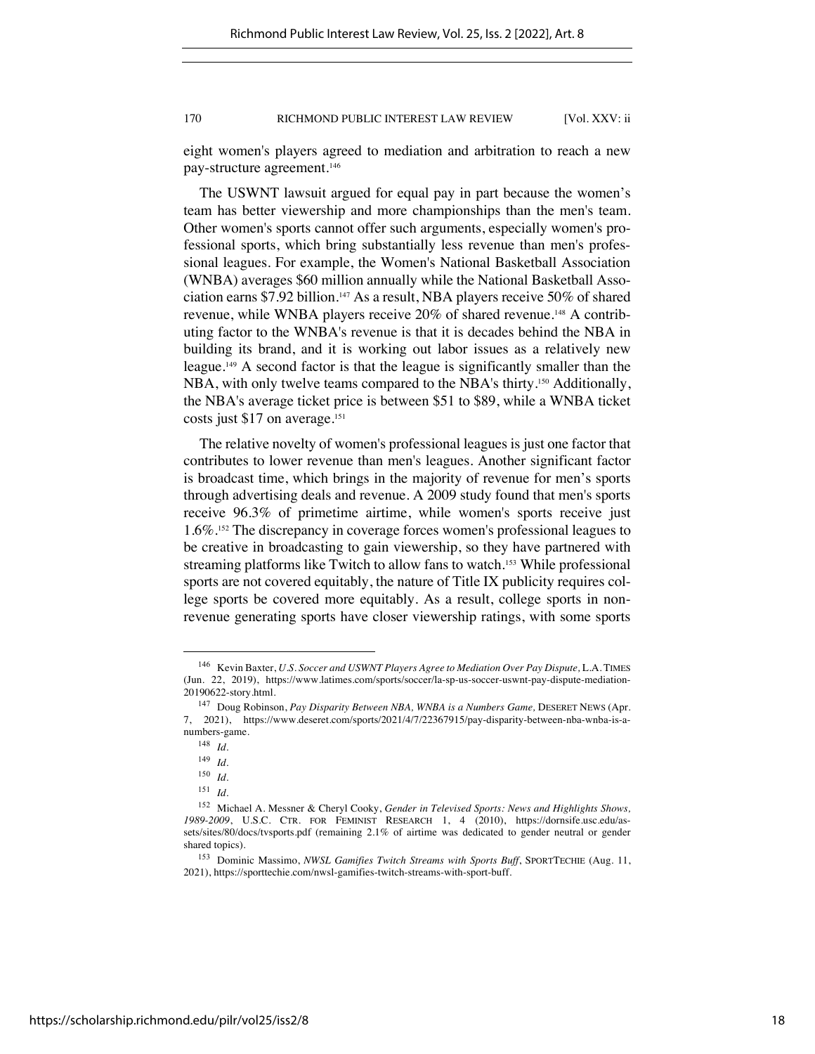eight women's players agreed to mediation and arbitration to reach a new pay-structure agreement.[146]

The USWNT lawsuit argued for equal pay in part because the women's team has better viewership and more championships than the men's team. Other women's sports cannot offer such arguments, especially women's professional sports, which bring substantially less revenue than men's professional leagues. For example, the Women's National Basketball Association (WNBA) averages $60 million annually while the National Basketball Association earns $7.92 billion.[147] As a result, NBA players receive 50% of shared revenue, while WNBA players receive 20% of shared revenue.[148] A contributing factor to the WNBA's revenue is that it is decades behind the NBA in building its brand, and it is working out labor issues as a relatively new league.[149] A second factor is that the league is significantly smaller than the NBA, with only twelve teams compared to the NBA's thirty.[150] Additionally, the NBA's average ticket price is between $51 to $89, while a WNBA ticket costs just $17 on average.[151]

The relative novelty of women's professional leagues is just one factor that contributes to lower revenue than men's leagues. Another significant factor is broadcast time, which brings in the majority of revenue for men's sports through advertising deals and revenue. A 2009 study found that men's sports receive 96.3% of primetime airtime, while women's sports receive just 1.6%.[152] The discrepancy in coverage forces women's professional leagues to be creative in broadcasting to gain viewership, so they have partnered with streaming platforms like Twitch to allow fans to watch.[153] While professional sports are not covered equitably, the nature of Title IX publicity requires college sports be covered more equitably. As a result, college sports in non-revenue generating sports have closer viewership ratings, with some sports

---

[146] Kevin Baxter, *U.S. Soccer and USWNT Players Agree to Mediation Over Pay Dispute*, L.A. TIMES (Jun. 22, 2019), https://www.latimes.com/sports/soccer/la-sp-us-soccer-uswnt-pay-dispute-mediation-20190622-story.html.

[147] Doug Robinson, *Pay Disparity Between NBA, WNBA is a Numbers Game*, DESERET NEWS (Apr. 7, 2021), https://www.deseret.com/sports/2021/4/7/22367915/pay-disparity-between-nba-wnba-is-a-numbers-game.

[148] *Id.*

[149] *Id.*

[150] *Id.*

[151] *Id.*

[152] Michael A. Messner & Cheryl Cooky, *Gender in Televised Sports: News and Highlights Shows, 1989-2009*, U.S.C. CTR. FOR FEMINIST RESEARCH 1, 4 (2010), https://dornsife.usc.edu/assets/sites/80/docs/tvsports.pdf (remaining 2.1% of airtime was dedicated to gender neutral or gender shared topics).

[153] Dominic Massimo, *NWSL Gamifies Twitch Streams with Sports Buff*, SPORTTECHIE (Aug. 11, 2021), https://sporttechie.com/nwsl-gamifies-twitch-streams-with-sport-buff.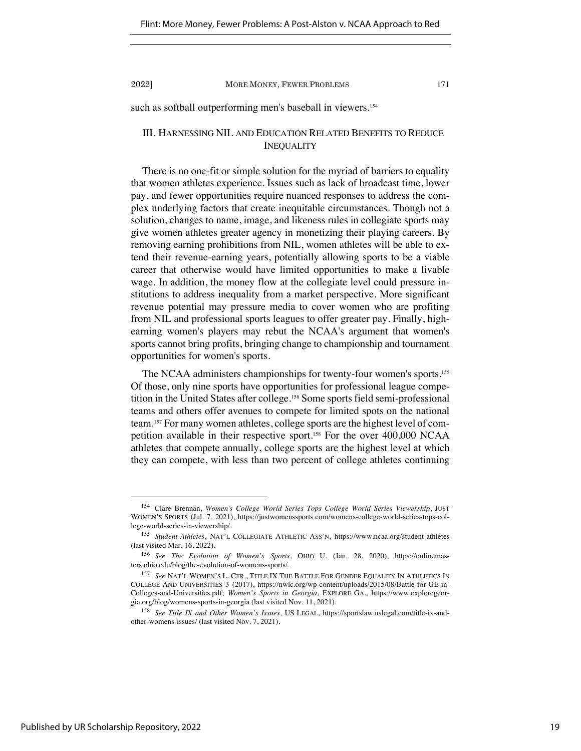such as softball outperforming men's baseball in viewers.[154]

## III. HARNESSING NIL AND EDUCATION RELATED BENEFITS TO REDUCE INEQUALITY

There is no one-fit or simple solution for the myriad of barriers to equality that women athletes experience. Issues such as lack of broadcast time, lower pay, and fewer opportunities require nuanced responses to address the complex underlying factors that create inequitable circumstances. Though not a solution, changes to name, image, and likeness rules in collegiate sports may give women athletes greater agency in monetizing their playing careers. By removing earning prohibitions from NIL, women athletes will be able to extend their revenue-earning years, potentially allowing sports to be a viable career that otherwise would have limited opportunities to make a livable wage. In addition, the money flow at the collegiate level could pressure institutions to address inequality from a market perspective. More significant revenue potential may pressure media to cover women who are profiting from NIL and professional sports leagues to offer greater pay. Finally, high-earning women's players may rebut the NCAA's argument that women's sports cannot bring profits, bringing change to championship and tournament opportunities for women's sports.

The NCAA administers championships for twenty-four women's sports.[155] Of those, only nine sports have opportunities for professional league competition in the United States after college.[156] Some sports field semi-professional teams and others offer avenues to compete for limited spots on the national team.[157] For many women athletes, college sports are the highest level of competition available in their respective sport.[158] For the over 400,000 NCAA athletes that compete annually, college sports are the highest level at which they can compete, with less than two percent of college athletes continuing

---

[154] Clare Brennan, *Women's College World Series Tops College World Series Viewership*, JUST WOMEN'S SPORTS (Jul. 7, 2021), https://justwomenssports.com/womens-college-world-series-tops-college-world-series-in-viewership/.

[155] *Student-Athletes*, NAT'L COLLEGIATE ATHLETIC ASS'N, https://www.ncaa.org/student-athletes (last visited Mar. 16, 2022).

[156] *See The Evolution of Women's Sports*, OHIO U. (Jan. 28, 2020), https://onlinemasters.ohio.edu/blog/the-evolution-of-womens-sports/.

[157] *See* NAT'L WOMEN'S L. CTR., TITLE IX THE BATTLE FOR GENDER EQUALITY IN ATHLETICS IN COLLEGE AND UNIVERSITIES 3 (2017), https://nwlc.org/wp-content/uploads/2015/08/Battle-for-GE-in-Colleges-and-Universities.pdf; *Women's Sports in Georgia*, EXPLORE GA., https://www.exploregeorgia.org/blog/womens-sports-in-georgia (last visited Nov. 11, 2021).

[158] *See Title IX and Other Women's Issues*, US LEGAL, https://sportslaw.uslegal.com/title-ix-and-other-womens-issues/ (last visited Nov. 7, 2021).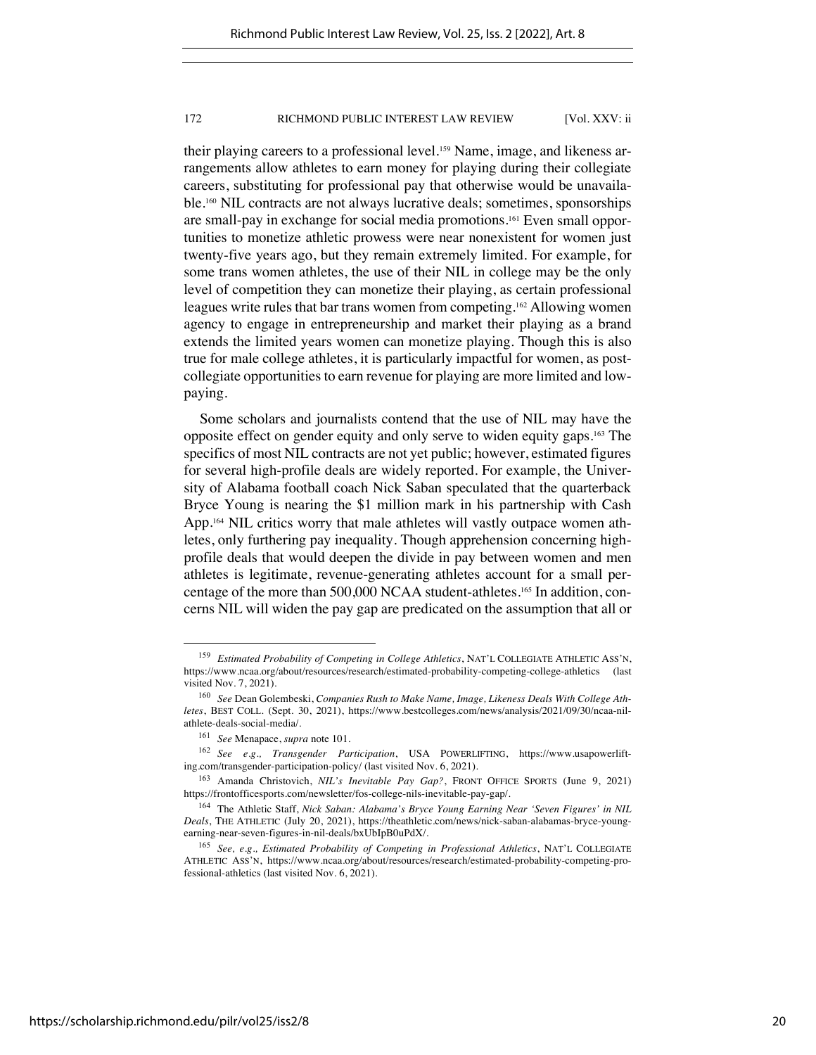their playing careers to a professional level.[159] Name, image, and likeness arrangements allow athletes to earn money for playing during their collegiate careers, substituting for professional pay that otherwise would be unavailable.[160] NIL contracts are not always lucrative deals; sometimes, sponsorships are small-pay in exchange for social media promotions.[161] Even small opportunities to monetize athletic prowess were near nonexistent for women just twenty-five years ago, but they remain extremely limited. For example, for some trans women athletes, the use of their NIL in college may be the only level of competition they can monetize their playing, as certain professional leagues write rules that bar trans women from competing.[162] Allowing women agency to engage in entrepreneurship and market their playing as a brand extends the limited years women can monetize playing. Though this is also true for male college athletes, it is particularly impactful for women, as post-collegiate opportunities to earn revenue for playing are more limited and low-paying.

Some scholars and journalists contend that the use of NIL may have the opposite effect on gender equity and only serve to widen equity gaps.[163] The specifics of most NIL contracts are not yet public; however, estimated figures for several high-profile deals are widely reported. For example, the University of Alabama football coach Nick Saban speculated that the quarterback Bryce Young is nearing the $1 million mark in his partnership with Cash App.[164] NIL critics worry that male athletes will vastly outpace women athletes, only furthering pay inequality. Though apprehension concerning high-profile deals that would deepen the divide in pay between women and men athletes is legitimate, revenue-generating athletes account for a small percentage of the more than 500,000 NCAA student-athletes.[165] In addition, concerns NIL will widen the pay gap are predicated on the assumption that all or

---

[159] *Estimated Probability of Competing in College Athletics*, NAT'L COLLEGIATE ATHLETIC ASS'N, https://www.ncaa.org/about/resources/research/estimated-probability-competing-college-athletics (last visited Nov. 7, 2021).

[160] *See* Dean Golembeski, *Companies Rush to Make Name, Image, Likeness Deals With College Athletes*, BEST COLL. (Sept. 30, 2021), https://www.bestcolleges.com/news/analysis/2021/09/30/ncaa-nil-athlete-deals-social-media/.

[161] *See* Menapace, *supra* note 101.

[162] *See e.g., Transgender Participation*, USA POWERLIFTING, https://www.usapowerlifting.com/transgender-participation-policy/ (last visited Nov. 6, 2021).

[163] Amanda Christovich, *NIL's Inevitable Pay Gap?*, FRONT OFFICE SPORTS (June 9, 2021) https://frontofficesports.com/newsletter/fos-college-nils-inevitable-pay-gap/.

[164] The Athletic Staff, *Nick Saban: Alabama's Bryce Young Earning Near 'Seven Figures' in NIL Deals*, THE ATHLETIC (July 20, 2021), https://theathletic.com/news/nick-saban-alabamas-bryce-young-earning-near-seven-figures-in-nil-deals/bxUbIpB0uPdX/.

[165] *See, e.g., Estimated Probability of Competing in Professional Athletics*, NAT'L COLLEGIATE ATHLETIC ASS'N, https://www.ncaa.org/about/resources/research/estimated-probability-competing-professional-athletics (last visited Nov. 6, 2021).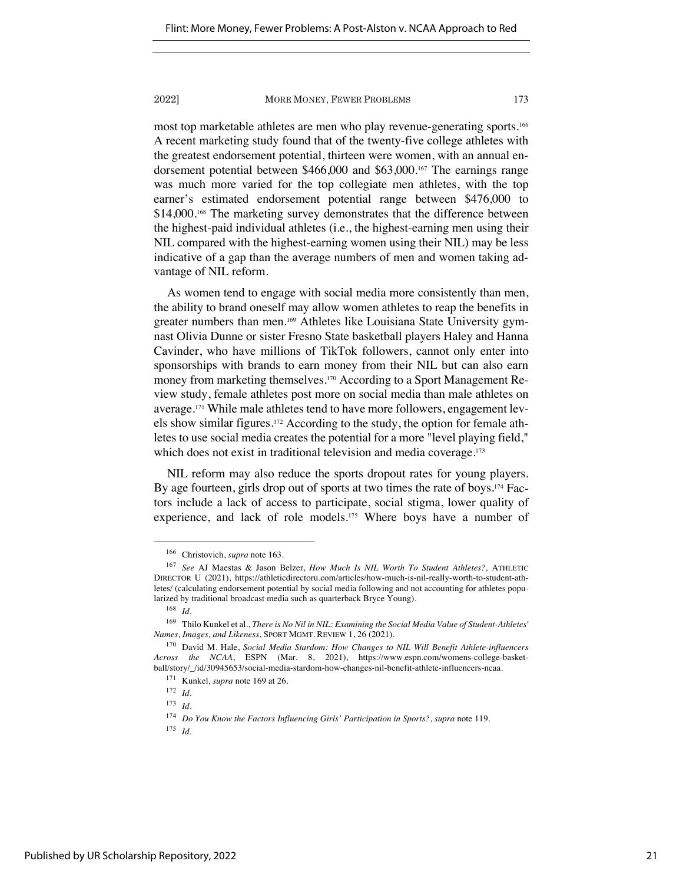most top marketable athletes are men who play revenue-generating sports.[166] A recent marketing study found that of the twenty-five college athletes with the greatest endorsement potential, thirteen were women, with an annual endorsement potential between $466,000 and $63,000.[167] The earnings range was much more varied for the top collegiate men athletes, with the top earner's estimated endorsement potential range between $476,000 to $14,000.[168] The marketing survey demonstrates that the difference between the highest-paid individual athletes (i.e., the highest-earning men using their NIL compared with the highest-earning women using their NIL) may be less indicative of a gap than the average numbers of men and women taking advantage of NIL reform.

As women tend to engage with social media more consistently than men, the ability to brand oneself may allow women athletes to reap the benefits in greater numbers than men.[169] Athletes like Louisiana State University gymnast Olivia Dunne or sister Fresno State basketball players Haley and Hanna Cavinder, who have millions of TikTok followers, cannot only enter into sponsorships with brands to earn money from their NIL but can also earn money from marketing themselves.[170] According to a Sport Management Review study, female athletes post more on social media than male athletes on average.[171] While male athletes tend to have more followers, engagement levels show similar figures.[172] According to the study, the option for female athletes to use social media creates the potential for a more "level playing field," which does not exist in traditional television and media coverage.[173]

NIL reform may also reduce the sports dropout rates for young players. By age fourteen, girls drop out of sports at two times the rate of boys.[174] Factors include a lack of access to participate, social stigma, lower quality of experience, and lack of role models.[175] Where boys have a number of

---

[166] Christovich, *supra* note 163.

[167] *See* AJ Maestas & Jason Belzer, *How Much Is NIL Worth To Student Athletes?*, ATHLETIC DIRECTOR U (2021), https://athleticdirectoru.com/articles/how-much-is-nil-really-worth-to-student-athletes/ (calculating endorsement potential by social media following and not accounting for athletes popularized by traditional broadcast media such as quarterback Bryce Young).

[168] *Id.*

[169] Thilo Kunkel et al., *There is No Nil in NIL: Examining the Social Media Value of Student-Athletes' Names, Images, and Likeness*, SPORT MGMT. REVIEW 1, 26 (2021).

[170] David M. Hale, *Social Media Stardom: How Changes to NIL Will Benefit Athlete-influencers Across the NCAA*, ESPN (Mar. 8, 2021), https://www.espn.com/womens-college-basketball/story/_/id/30945653/social-media-stardom-how-changes-nil-benefit-athlete-influencers-ncaa.

[171] Kunkel, *supra* note 169 at 26.

[172] *Id.*

[173] *Id.*

[174] *Do You Know the Factors Influencing Girls' Participation in Sports?*, *supra* note 119.

[175] *Id.*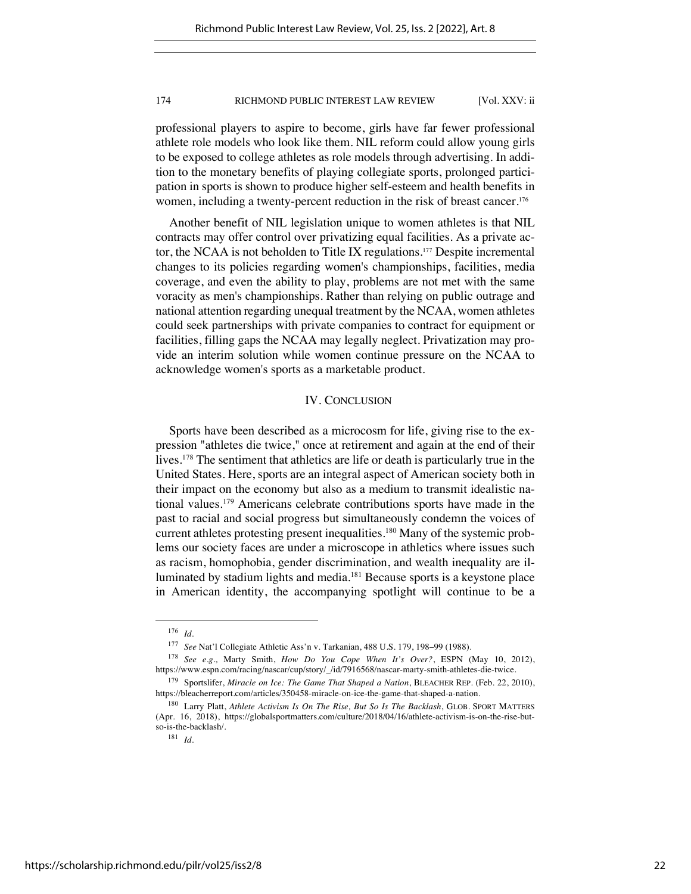professional players to aspire to become, girls have far fewer professional athlete role models who look like them. NIL reform could allow young girls to be exposed to college athletes as role models through advertising. In addition to the monetary benefits of playing collegiate sports, prolonged participation in sports is shown to produce higher self-esteem and health benefits in women, including a twenty-percent reduction in the risk of breast cancer.[176]

Another benefit of NIL legislation unique to women athletes is that NIL contracts may offer control over privatizing equal facilities. As a private actor, the NCAA is not beholden to Title IX regulations.[177] Despite incremental changes to its policies regarding women's championships, facilities, media coverage, and even the ability to play, problems are not met with the same voracity as men's championships. Rather than relying on public outrage and national attention regarding unequal treatment by the NCAA, women athletes could seek partnerships with private companies to contract for equipment or facilities, filling gaps the NCAA may legally neglect. Privatization may provide an interim solution while women continue pressure on the NCAA to acknowledge women's sports as a marketable product.

## IV. Conclusion

Sports have been described as a microcosm for life, giving rise to the expression "athletes die twice," once at retirement and again at the end of their lives.[178] The sentiment that athletics are life or death is particularly true in the United States. Here, sports are an integral aspect of American society both in their impact on the economy but also as a medium to transmit idealistic national values.[179] Americans celebrate contributions sports have made in the past to racial and social progress but simultaneously condemn the voices of current athletes protesting present inequalities.[180] Many of the systemic problems our society faces are under a microscope in athletics where issues such as racism, homophobia, gender discrimination, and wealth inequality are illuminated by stadium lights and media.[181] Because sports is a keystone place in American identity, the accompanying spotlight will continue to be a

---

[176] *Id.*

[177] *See* Nat'l Collegiate Athletic Ass'n v. Tarkanian, 488 U.S. 179, 198–99 (1988).

[178] *See e.g.,* Marty Smith, *How Do You Cope When It's Over?*, ESPN (May 10, 2012), https://www.espn.com/racing/nascar/cup/story/_/id/7916568/nascar-marty-smith-athletes-die-twice.

[179] Sportslifer, *Miracle on Ice: The Game That Shaped a Nation*, BLEACHER REP. (Feb. 22, 2010), https://bleacherreport.com/articles/350458-miracle-on-ice-the-game-that-shaped-a-nation.

[180] Larry Platt, *Athlete Activism Is On The Rise, But So Is The Backlash*, GLOB. SPORT MATTERS (Apr. 16, 2018), https://globalsportmatters.com/culture/2018/04/16/athlete-activism-is-on-the-rise-but-so-is-the-backlash/.

[181] *Id.*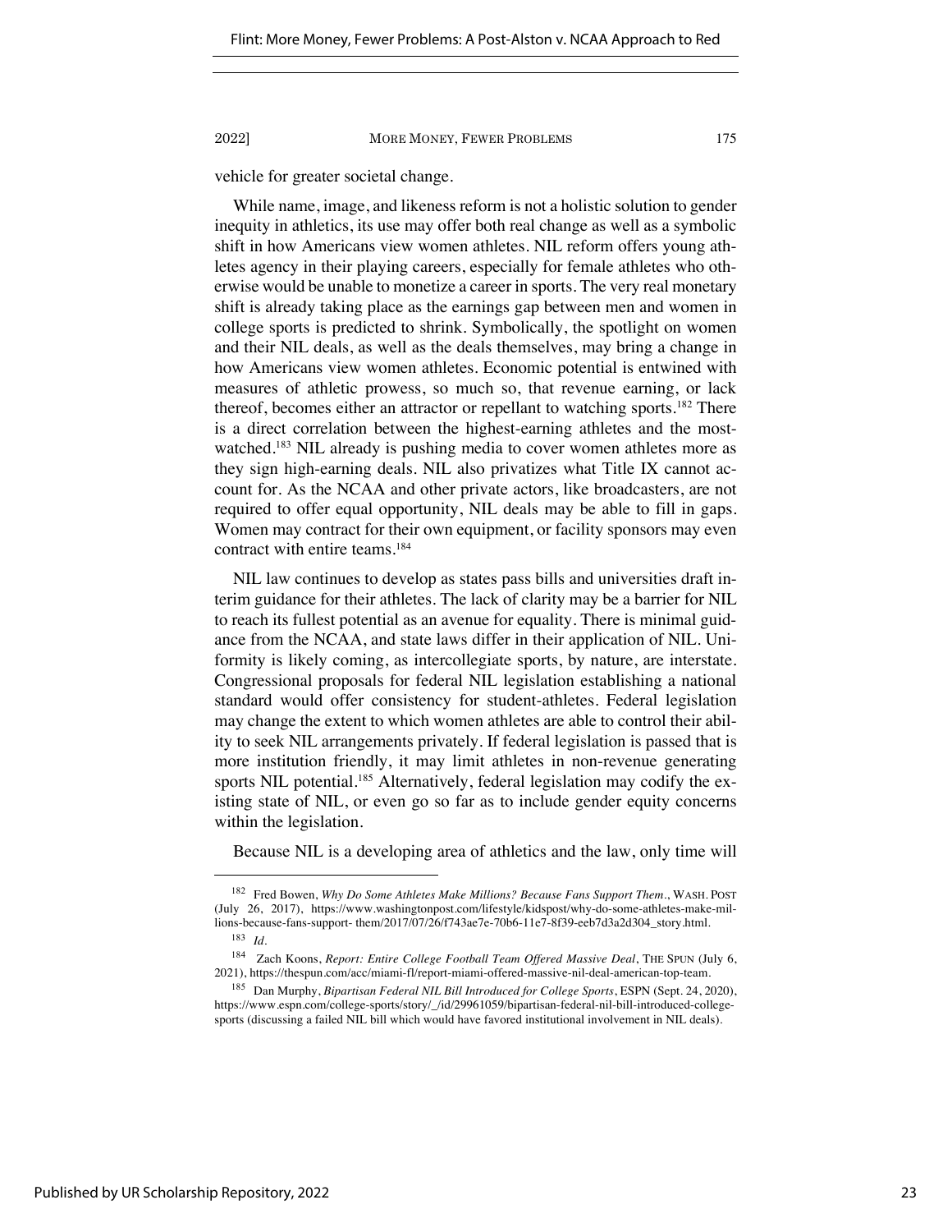vehicle for greater societal change.

While name, image, and likeness reform is not a holistic solution to gender inequity in athletics, its use may offer both real change as well as a symbolic shift in how Americans view women athletes. NIL reform offers young athletes agency in their playing careers, especially for female athletes who otherwise would be unable to monetize a career in sports. The very real monetary shift is already taking place as the earnings gap between men and women in college sports is predicted to shrink. Symbolically, the spotlight on women and their NIL deals, as well as the deals themselves, may bring a change in how Americans view women athletes. Economic potential is entwined with measures of athletic prowess, so much so, that revenue earning, or lack thereof, becomes either an attractor or repellant to watching sports.[182] There is a direct correlation between the highest-earning athletes and the most-watched.[183] NIL already is pushing media to cover women athletes more as they sign high-earning deals. NIL also privatizes what Title IX cannot account for. As the NCAA and other private actors, like broadcasters, are not required to offer equal opportunity, NIL deals may be able to fill in gaps. Women may contract for their own equipment, or facility sponsors may even contract with entire teams.[184]

NIL law continues to develop as states pass bills and universities draft interim guidance for their athletes. The lack of clarity may be a barrier for NIL to reach its fullest potential as an avenue for equality. There is minimal guidance from the NCAA, and state laws differ in their application of NIL. Uniformity is likely coming, as intercollegiate sports, by nature, are interstate. Congressional proposals for federal NIL legislation establishing a national standard would offer consistency for student-athletes. Federal legislation may change the extent to which women athletes are able to control their ability to seek NIL arrangements privately. If federal legislation is passed that is more institution friendly, it may limit athletes in non-revenue generating sports NIL potential.[185] Alternatively, federal legislation may codify the existing state of NIL, or even go so far as to include gender equity concerns within the legislation.

Because NIL is a developing area of athletics and the law, only time will

---

[182] Fred Bowen, *Why Do Some Athletes Make Millions? Because Fans Support Them.*, WASH. POST (July 26, 2017), https://www.washingtonpost.com/lifestyle/kidspost/why-do-some-athletes-make-millions-because-fans-support- them/2017/07/26/f743ae7e-70b6-11e7-8f39-eeb7d3a2d304_story.html.

[183] *Id.*

[184] Zach Koons, *Report: Entire College Football Team Offered Massive Deal*, THE SPUN (July 6, 2021), https://thespun.com/acc/miami-fl/report-miami-offered-massive-nil-deal-american-top-team.

[185] Dan Murphy, *Bipartisan Federal NIL Bill Introduced for College Sports*, ESPN (Sept. 24, 2020), https://www.espn.com/college-sports/story/_/id/29961059/bipartisan-federal-nil-bill-introduced-college-sports (discussing a failed NIL bill which would have favored institutional involvement in NIL deals).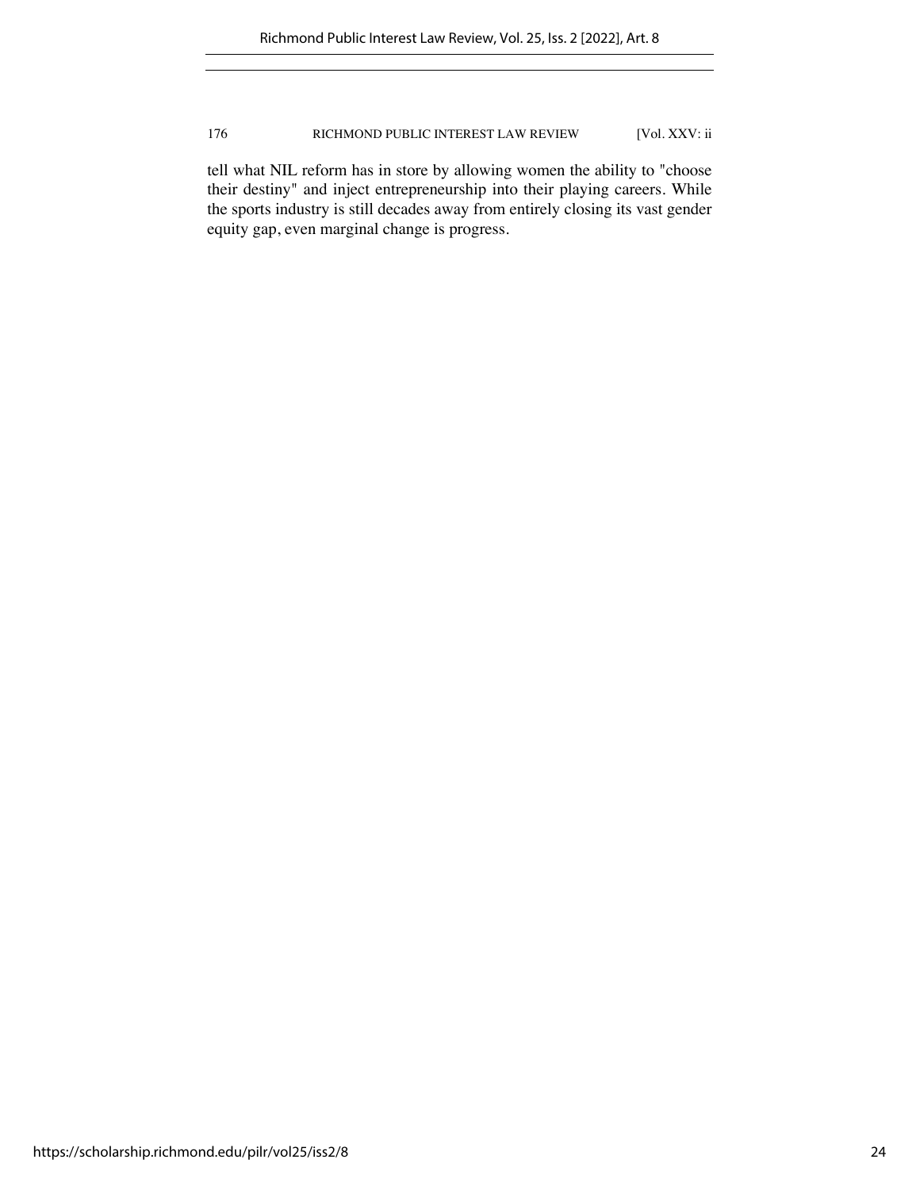tell what NIL reform has in store by allowing women the ability to "choose their destiny" and inject entrepreneurship into their playing careers. While the sports industry is still decades away from entirely closing its vast gender equity gap, even marginal change is progress.